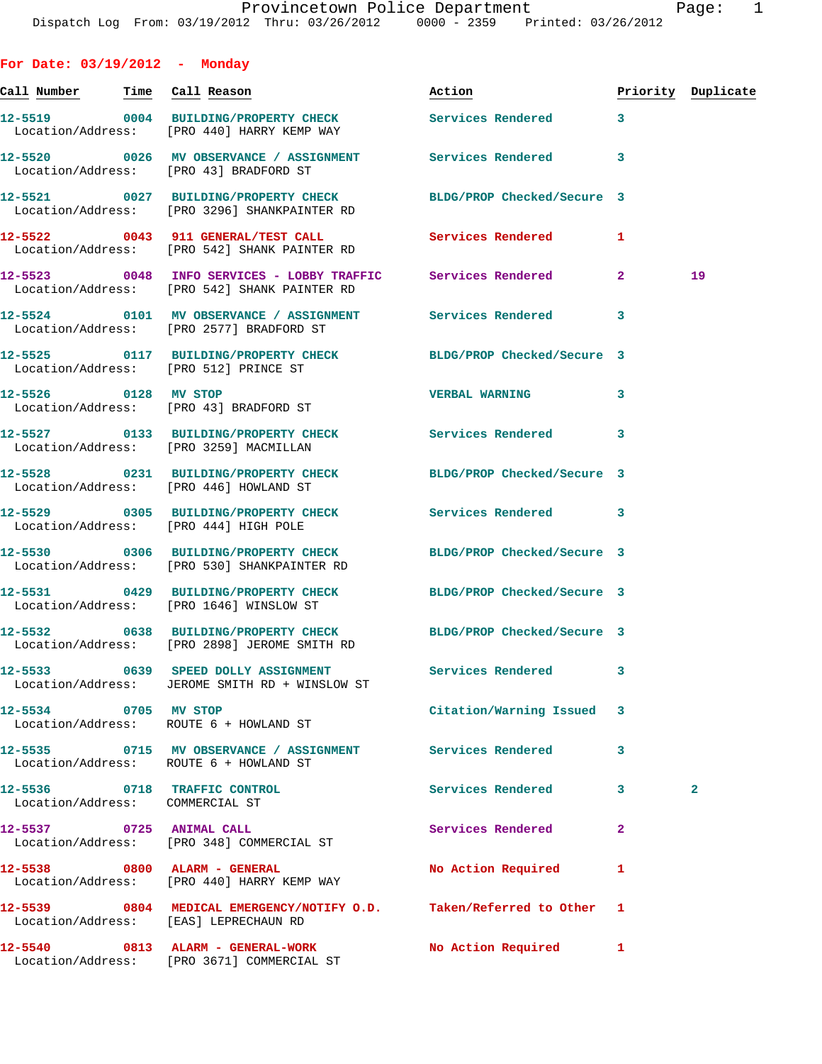Provincetown Police Department
Dispatch Log From: 03/19/2012 Thru: 03/26/2012 0000 - 2359 Printed: 03/26/2012

## For Date: 03/19/2012 - Monday

| Call Number | Time | Call Reason | Action | Priority | Duplicate |
|---|---|---|---|---|---|
| 12-5519 | 0004 | BUILDING/PROPERTY CHECK<br>Location/Address: [PRO 440] HARRY KEMP WAY | Services Rendered | 3 | |
| 12-5520 | 0026 | MV OBSERVANCE / ASSIGNMENT<br>Location/Address: [PRO 43] BRADFORD ST | Services Rendered | 3 | |
| 12-5521 | 0027 | BUILDING/PROPERTY CHECK<br>Location/Address: [PRO 3296] SHANKPAINTER RD | BLDG/PROP Checked/Secure | 3 | |
| 12-5522 | 0043 | 911 GENERAL/TEST CALL<br>Location/Address: [PRO 542] SHANK PAINTER RD | Services Rendered | 1 | |
| 12-5523 | 0048 | INFO SERVICES - LOBBY TRAFFIC<br>Location/Address: [PRO 542] SHANK PAINTER RD | Services Rendered | 2 | 19 |
| 12-5524 | 0101 | MV OBSERVANCE / ASSIGNMENT<br>Location/Address: [PRO 2577] BRADFORD ST | Services Rendered | 3 | |
| 12-5525 | 0117 | BUILDING/PROPERTY CHECK<br>Location/Address: [PRO 512] PRINCE ST | BLDG/PROP Checked/Secure | 3 | |
| 12-5526 | 0128 | MV STOP<br>Location/Address: [PRO 43] BRADFORD ST | VERBAL WARNING | 3 | |
| 12-5527 | 0133 | BUILDING/PROPERTY CHECK<br>Location/Address: [PRO 3259] MACMILLAN | Services Rendered | 3 | |
| 12-5528 | 0231 | BUILDING/PROPERTY CHECK<br>Location/Address: [PRO 446] HOWLAND ST | BLDG/PROP Checked/Secure | 3 | |
| 12-5529 | 0305 | BUILDING/PROPERTY CHECK<br>Location/Address: [PRO 444] HIGH POLE | Services Rendered | 3 | |
| 12-5530 | 0306 | BUILDING/PROPERTY CHECK<br>Location/Address: [PRO 530] SHANKPAINTER RD | BLDG/PROP Checked/Secure | 3 | |
| 12-5531 | 0429 | BUILDING/PROPERTY CHECK<br>Location/Address: [PRO 1646] WINSLOW ST | BLDG/PROP Checked/Secure | 3 | |
| 12-5532 | 0638 | BUILDING/PROPERTY CHECK<br>Location/Address: [PRO 2898] JEROME SMITH RD | BLDG/PROP Checked/Secure | 3 | |
| 12-5533 | 0639 | SPEED DOLLY ASSIGNMENT<br>Location/Address: JEROME SMITH RD + WINSLOW ST | Services Rendered | 3 | |
| 12-5534 | 0705 | MV STOP<br>Location/Address: ROUTE 6 + HOWLAND ST | Citation/Warning Issued | 3 | |
| 12-5535 | 0715 | MV OBSERVANCE / ASSIGNMENT<br>Location/Address: ROUTE 6 + HOWLAND ST | Services Rendered | 3 | |
| 12-5536 | 0718 | TRAFFIC CONTROL<br>Location/Address: COMMERCIAL ST | Services Rendered | 3 | 2 |
| 12-5537 | 0725 | ANIMAL CALL<br>Location/Address: [PRO 348] COMMERCIAL ST | Services Rendered | 2 | |
| 12-5538 | 0800 | ALARM - GENERAL<br>Location/Address: [PRO 440] HARRY KEMP WAY | No Action Required | 1 | |
| 12-5539 | 0804 | MEDICAL EMERGENCY/NOTIFY O.D.<br>Location/Address: [EAS] LEPRECHAUN RD | Taken/Referred to Other | 1 | |
| 12-5540 | 0813 | ALARM - GENERAL-WORK<br>Location/Address: [PRO 3671] COMMERCIAL ST | No Action Required | 1 | |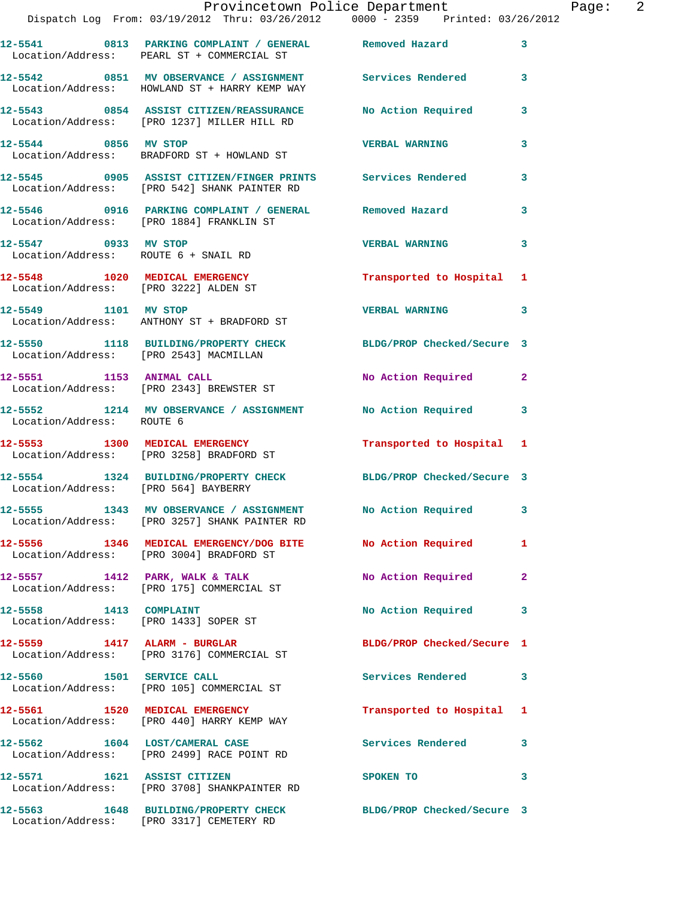| Call # | Time | Call Type | Disposition | Priority |
|---|---|---|---|---|
| 12-5541 | 0813 | PARKING COMPLAINT / GENERAL | Removed Hazard | 3 |
| Location/Address: | | PEARL ST + COMMERCIAL ST | | |
| 12-5542 | 0851 | MV OBSERVANCE / ASSIGNMENT | Services Rendered | 3 |
| Location/Address: | | HOWLAND ST + HARRY KEMP WAY | | |
| 12-5543 | 0854 | ASSIST CITIZEN/REASSURANCE | No Action Required | 3 |
| Location/Address: | | [PRO 1237] MILLER HILL RD | | |
| 12-5544 | 0856 | MV STOP | VERBAL WARNING | 3 |
| Location/Address: | | BRADFORD ST + HOWLAND ST | | |
| 12-5545 | 0905 | ASSIST CITIZEN/FINGER PRINTS | Services Rendered | 3 |
| Location/Address: | | [PRO 542] SHANK PAINTER RD | | |
| 12-5546 | 0916 | PARKING COMPLAINT / GENERAL | Removed Hazard | 3 |
| Location/Address: | | [PRO 1884] FRANKLIN ST | | |
| 12-5547 | 0933 | MV STOP | VERBAL WARNING | 3 |
| Location/Address: | | ROUTE 6 + SNAIL RD | | |
| 12-5548 | 1020 | MEDICAL EMERGENCY | Transported to Hospital | 1 |
| Location/Address: | | [PRO 3222] ALDEN ST | | |
| 12-5549 | 1101 | MV STOP | VERBAL WARNING | 3 |
| Location/Address: | | ANTHONY ST + BRADFORD ST | | |
| 12-5550 | 1118 | BUILDING/PROPERTY CHECK | BLDG/PROP Checked/Secure | 3 |
| Location/Address: | | [PRO 2543] MACMILLAN | | |
| 12-5551 | 1153 | ANIMAL CALL | No Action Required | 2 |
| Location/Address: | | [PRO 2343] BREWSTER ST | | |
| 12-5552 | 1214 | MV OBSERVANCE / ASSIGNMENT | No Action Required | 3 |
| Location/Address: | | ROUTE 6 | | |
| 12-5553 | 1300 | MEDICAL EMERGENCY | Transported to Hospital | 1 |
| Location/Address: | | [PRO 3258] BRADFORD ST | | |
| 12-5554 | 1324 | BUILDING/PROPERTY CHECK | BLDG/PROP Checked/Secure | 3 |
| Location/Address: | | [PRO 564] BAYBERRY | | |
| 12-5555 | 1343 | MV OBSERVANCE / ASSIGNMENT | No Action Required | 3 |
| Location/Address: | | [PRO 3257] SHANK PAINTER RD | | |
| 12-5556 | 1346 | MEDICAL EMERGENCY/DOG BITE | No Action Required | 1 |
| Location/Address: | | [PRO 3004] BRADFORD ST | | |
| 12-5557 | 1412 | PARK, WALK & TALK | No Action Required | 2 |
| Location/Address: | | [PRO 175] COMMERCIAL ST | | |
| 12-5558 | 1413 | COMPLAINT | No Action Required | 3 |
| Location/Address: | | [PRO 1433] SOPER ST | | |
| 12-5559 | 1417 | ALARM - BURGLAR | BLDG/PROP Checked/Secure | 1 |
| Location/Address: | | [PRO 3176] COMMERCIAL ST | | |
| 12-5560 | 1501 | SERVICE CALL | Services Rendered | 3 |
| Location/Address: | | [PRO 105] COMMERCIAL ST | | |
| 12-5561 | 1520 | MEDICAL EMERGENCY | Transported to Hospital | 1 |
| Location/Address: | | [PRO 440] HARRY KEMP WAY | | |
| 12-5562 | 1604 | LOST/CAMERAL CASE | Services Rendered | 3 |
| Location/Address: | | [PRO 2499] RACE POINT RD | | |
| 12-5571 | 1621 | ASSIST CITIZEN | SPOKEN TO | 3 |
| Location/Address: | | [PRO 3708] SHANKPAINTER RD | | |
| 12-5563 | 1648 | BUILDING/PROPERTY CHECK | BLDG/PROP Checked/Secure | 3 |
| Location/Address: | | [PRO 3317] CEMETERY RD | | |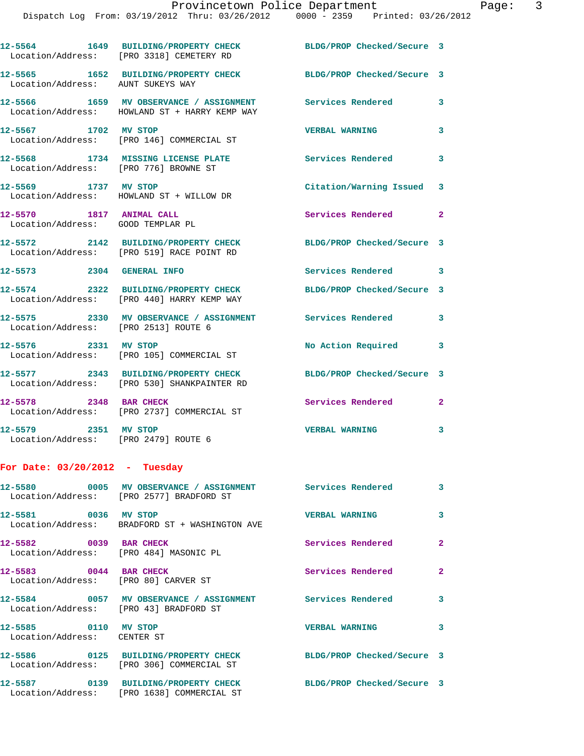12-5564 1649 BUILDING/PROPERTY CHECK BLDG/PROP Checked/Secure 3
Location/Address: [PRO 3318] CEMETERY RD

12-5565 1652 BUILDING/PROPERTY CHECK BLDG/PROP Checked/Secure 3
Location/Address: AUNT SUKEYS WAY

12-5566 1659 MV OBSERVANCE / ASSIGNMENT Services Rendered 3
Location/Address: HOWLAND ST + HARRY KEMP WAY

12-5567 1702 MV STOP VERBAL WARNING 3
Location/Address: [PRO 146] COMMERCIAL ST

12-5568 1734 MISSING LICENSE PLATE Services Rendered 3
Location/Address: [PRO 776] BROWNE ST

12-5569 1737 MV STOP Citation/Warning Issued 3
Location/Address: HOWLAND ST + WILLOW DR

12-5570 1817 ANIMAL CALL Services Rendered 2
Location/Address: GOOD TEMPLAR PL

12-5572 2142 BUILDING/PROPERTY CHECK BLDG/PROP Checked/Secure 3
Location/Address: [PRO 519] RACE POINT RD

12-5573 2304 GENERAL INFO Services Rendered 3

12-5574 2322 BUILDING/PROPERTY CHECK BLDG/PROP Checked/Secure 3
Location/Address: [PRO 440] HARRY KEMP WAY

12-5575 2330 MV OBSERVANCE / ASSIGNMENT Services Rendered 3
Location/Address: [PRO 2513] ROUTE 6

12-5576 2331 MV STOP No Action Required 3
Location/Address: [PRO 105] COMMERCIAL ST

12-5577 2343 BUILDING/PROPERTY CHECK BLDG/PROP Checked/Secure 3
Location/Address: [PRO 530] SHANKPAINTER RD

12-5578 2348 BAR CHECK Services Rendered 2
Location/Address: [PRO 2737] COMMERCIAL ST

12-5579 2351 MV STOP VERBAL WARNING 3
Location/Address: [PRO 2479] ROUTE 6

**For Date: 03/20/2012 - Tuesday**

12-5580 0005 MV OBSERVANCE / ASSIGNMENT Services Rendered 3
Location/Address: [PRO 2577] BRADFORD ST

12-5581 0036 MV STOP VERBAL WARNING 3
Location/Address: BRADFORD ST + WASHINGTON AVE

12-5582 0039 BAR CHECK Services Rendered 2
Location/Address: [PRO 484] MASONIC PL

12-5583 0044 BAR CHECK Services Rendered 2
Location/Address: [PRO 80] CARVER ST

12-5584 0057 MV OBSERVANCE / ASSIGNMENT Services Rendered 3
Location/Address: [PRO 43] BRADFORD ST

12-5585 0110 MV STOP VERBAL WARNING 3
Location/Address: CENTER ST

12-5586 0125 BUILDING/PROPERTY CHECK BLDG/PROP Checked/Secure 3
Location/Address: [PRO 306] COMMERCIAL ST

12-5587 0139 BUILDING/PROPERTY CHECK BLDG/PROP Checked/Secure 3
Location/Address: [PRO 1638] COMMERCIAL ST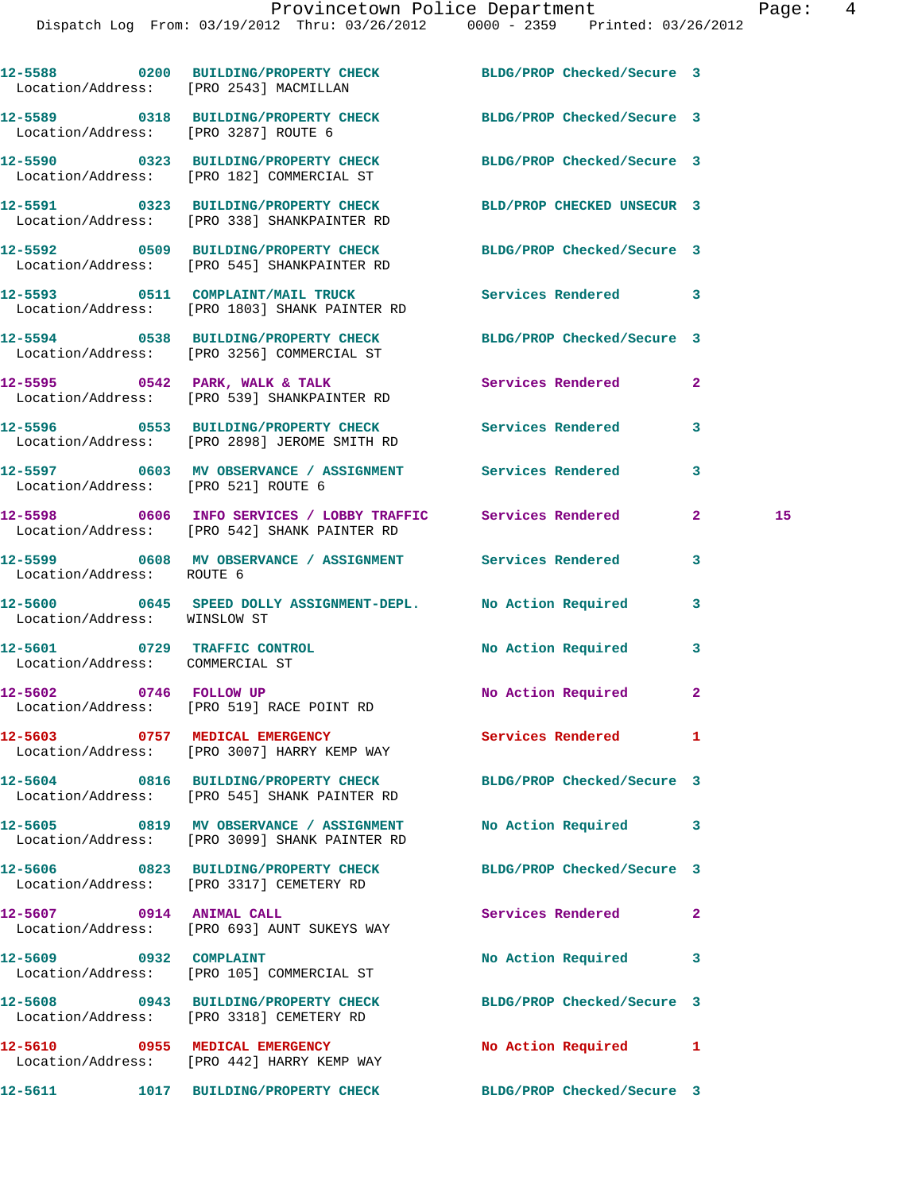12-5588 0200 BUILDING/PROPERTY CHECK BLDG/PROP Checked/Secure 3
Location/Address: [PRO 2543] MACMILLAN

12-5589 0318 BUILDING/PROPERTY CHECK BLDG/PROP Checked/Secure 3
Location/Address: [PRO 3287] ROUTE 6

12-5590 0323 BUILDING/PROPERTY CHECK BLDG/PROP Checked/Secure 3
Location/Address: [PRO 182] COMMERCIAL ST

12-5591 0323 BUILDING/PROPERTY CHECK BLD/PROP CHECKED UNSECUR 3
Location/Address: [PRO 338] SHANKPAINTER RD

12-5592 0509 BUILDING/PROPERTY CHECK BLDG/PROP Checked/Secure 3
Location/Address: [PRO 545] SHANKPAINTER RD

12-5593 0511 COMPLAINT/MAIL TRUCK Services Rendered 3
Location/Address: [PRO 1803] SHANK PAINTER RD

12-5594 0538 BUILDING/PROPERTY CHECK BLDG/PROP Checked/Secure 3
Location/Address: [PRO 3256] COMMERCIAL ST

12-5595 0542 PARK, WALK & TALK Services Rendered 2
Location/Address: [PRO 539] SHANKPAINTER RD

12-5596 0553 BUILDING/PROPERTY CHECK Services Rendered 3
Location/Address: [PRO 2898] JEROME SMITH RD

12-5597 0603 MV OBSERVATION / ASSIGNMENT Services Rendered 3
Location/Address: [PRO 521] ROUTE 6

12-5598 0606 INFO SERVICES / LOBBY TRAFFIC Services Rendered 2 15
Location/Address: [PRO 542] SHANK PAINTER RD

12-5599 0608 MV OBSERVATION / ASSIGNMENT Services Rendered 3
Location/Address: ROUTE 6

12-5600 0645 SPEED DOLLY ASSIGNMENT-DEPL. No Action Required 3
Location/Address: WINSLOW ST

12-5601 0729 TRAFFIC CONTROL No Action Required 3
Location/Address: COMMERCIAL ST

12-5602 0746 FOLLOW UP No Action Required 2
Location/Address: [PRO 519] RACE POINT RD

12-5603 0757 MEDICAL EMERGENCY Services Rendered 1
Location/Address: [PRO 3007] HARRY KEMP WAY

12-5604 0816 BUILDING/PROPERTY CHECK BLDG/PROP Checked/Secure 3
Location/Address: [PRO 545] SHANK PAINTER RD

12-5605 0819 MV OBSERVATION / ASSIGNMENT No Action Required 3
Location/Address: [PRO 3099] SHANK PAINTER RD

12-5606 0823 BUILDING/PROPERTY CHECK BLDG/PROP Checked/Secure 3
Location/Address: [PRO 3317] CEMETERY RD

12-5607 0914 ANIMAL CALL Services Rendered 2
Location/Address: [PRO 693] AUNT SUKEYS WAY

12-5609 0932 COMPLAINT No Action Required 3
Location/Address: [PRO 105] COMMERCIAL ST

12-5608 0943 BUILDING/PROPERTY CHECK BLDG/PROP Checked/Secure 3
Location/Address: [PRO 3318] CEMETERY RD

12-5610 0955 MEDICAL EMERGENCY No Action Required 1
Location/Address: [PRO 442] HARRY KEMP WAY

12-5611 1017 BUILDING/PROPERTY CHECK BLDG/PROP Checked/Secure 3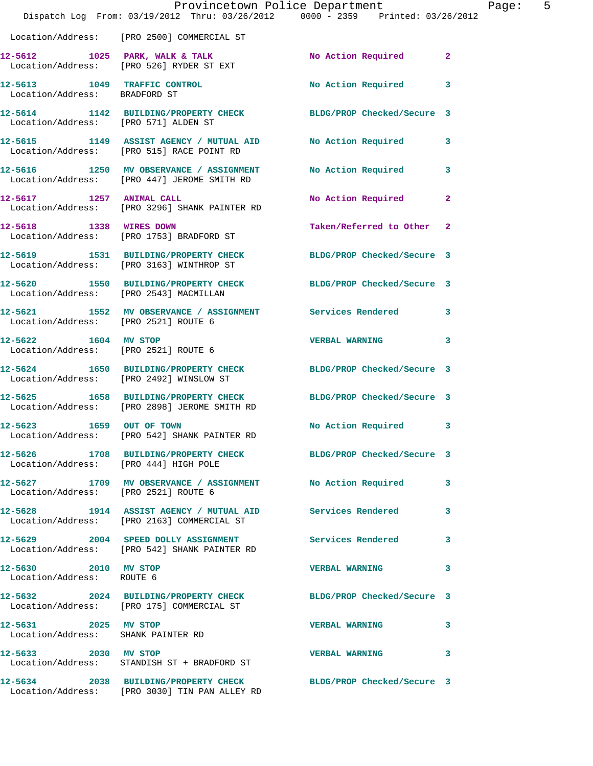Location/Address: [PRO 2500] COMMERCIAL ST

**12-5612 1025 PARK, WALK & TALK** No Action Required 2
Location/Address: [PRO 526] RYDER ST EXT

**12-5613 1049 TRAFFIC CONTROL** No Action Required 3
Location/Address: BRADFORD ST

**12-5614 1142 BUILDING/PROPERTY CHECK** BLDG/PROP Checked/Secure 3
Location/Address: [PRO 571] ALDEN ST

**12-5615 1149 ASSIST AGENCY / MUTUAL AID** No Action Required 3
Location/Address: [PRO 515] RACE POINT RD

**12-5616 1250 MV OBSERVANCE / ASSIGNMENT** No Action Required 3
Location/Address: [PRO 447] JEROME SMITH RD

**12-5617 1257 ANIMAL CALL** No Action Required 2
Location/Address: [PRO 3296] SHANK PAINTER RD

**12-5618 1338 WIRES DOWN** Taken/Referred to Other 2
Location/Address: [PRO 1753] BRADFORD ST

**12-5619 1531 BUILDING/PROPERTY CHECK** BLDG/PROP Checked/Secure 3
Location/Address: [PRO 3163] WINTHROP ST

**12-5620 1550 BUILDING/PROPERTY CHECK** BLDG/PROP Checked/Secure 3
Location/Address: [PRO 2543] MACMILLAN

**12-5621 1552 MV OBSERVANCE / ASSIGNMENT** Services Rendered 3
Location/Address: [PRO 2521] ROUTE 6

**12-5622 1604 MV STOP** VERBAL WARNING 3
Location/Address: [PRO 2521] ROUTE 6

**12-5624 1650 BUILDING/PROPERTY CHECK** BLDG/PROP Checked/Secure 3
Location/Address: [PRO 2492] WINSLOW ST

**12-5625 1658 BUILDING/PROPERTY CHECK** BLDG/PROP Checked/Secure 3
Location/Address: [PRO 2898] JEROME SMITH RD

**12-5623 1659 OUT OF TOWN** No Action Required 3
Location/Address: [PRO 542] SHANK PAINTER RD

**12-5626 1708 BUILDING/PROPERTY CHECK** BLDG/PROP Checked/Secure 3
Location/Address: [PRO 444] HIGH POLE

**12-5627 1709 MV OBSERVANCE / ASSIGNMENT** No Action Required 3
Location/Address: [PRO 2521] ROUTE 6

**12-5628 1914 ASSIST AGENCY / MUTUAL AID** Services Rendered 3
Location/Address: [PRO 2163] COMMERCIAL ST

**12-5629 2004 SPEED DOLLY ASSIGNMENT** Services Rendered 3
Location/Address: [PRO 542] SHANK PAINTER RD

**12-5630 2010 MV STOP** VERBAL WARNING 3
Location/Address: ROUTE 6

**12-5632 2024 BUILDING/PROPERTY CHECK** BLDG/PROP Checked/Secure 3
Location/Address: [PRO 175] COMMERCIAL ST

**12-5631 2025 MV STOP** VERBAL WARNING 3
Location/Address: SHANK PAINTER RD

**12-5633 2030 MV STOP** VERBAL WARNING 3
Location/Address: STANDISH ST + BRADFORD ST

**12-5634 2038 BUILDING/PROPERTY CHECK** BLDG/PROP Checked/Secure 3
Location/Address: [PRO 3030] TIN PAN ALLEY RD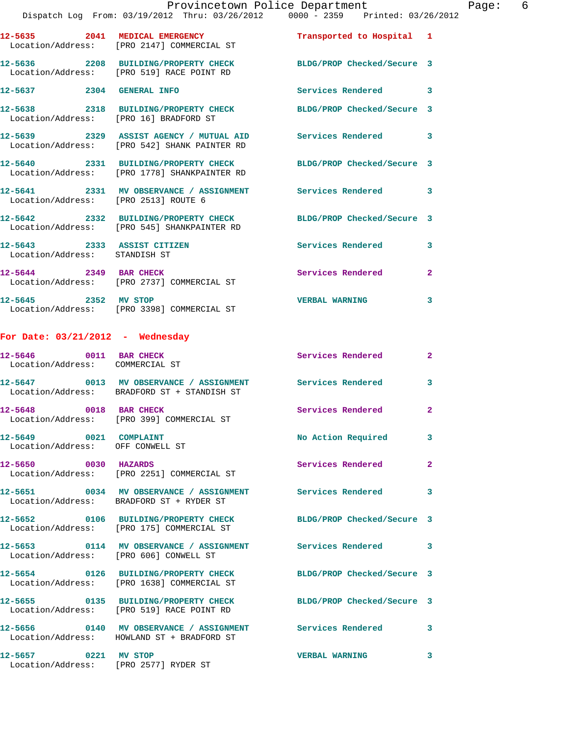12-5635 2041 MEDICAL EMERGENCY Transported to Hospital 1
Location/Address: [PRO 2147] COMMERCIAL ST

12-5636 2208 BUILDING/PROPERTY CHECK BLDG/PROP Checked/Secure 3
Location/Address: [PRO 519] RACE POINT RD

12-5637 2304 GENERAL INFO Services Rendered 3

12-5638 2318 BUILDING/PROPERTY CHECK BLDG/PROP Checked/Secure 3
Location/Address: [PRO 16] BRADFORD ST

12-5639 2329 ASSIST AGENCY / MUTUAL AID Services Rendered 3
Location/Address: [PRO 542] SHANK PAINTER RD

12-5640 2331 BUILDING/PROPERTY CHECK BLDG/PROP Checked/Secure 3
Location/Address: [PRO 1778] SHANKPAINTER RD

12-5641 2331 MV OBSERVANCE / ASSIGNMENT Services Rendered 3
Location/Address: [PRO 2513] ROUTE 6

12-5642 2332 BUILDING/PROPERTY CHECK BLDG/PROP Checked/Secure 3
Location/Address: [PRO 545] SHANKPAINTER RD

12-5643 2333 ASSIST CITIZEN Services Rendered 3
Location/Address: STANDISH ST

12-5644 2349 BAR CHECK Services Rendered 2
Location/Address: [PRO 2737] COMMERCIAL ST

12-5645 2352 MV STOP VERBAL WARNING 3
Location/Address: [PRO 3398] COMMERCIAL ST

## For Date: 03/21/2012 - Wednesday

12-5646 0011 BAR CHECK Services Rendered 2
Location/Address: COMMERCIAL ST

12-5647 0013 MV OBSERVANCE / ASSIGNMENT Services Rendered 3
Location/Address: BRADFORD ST + STANDISH ST

12-5648 0018 BAR CHECK Services Rendered 2
Location/Address: [PRO 399] COMMERCIAL ST

12-5649 0021 COMPLAINT No Action Required 3
Location/Address: OFF CONWELL ST

12-5650 0030 HAZARDS Services Rendered 2
Location/Address: [PRO 2251] COMMERCIAL ST

12-5651 0034 MV OBSERVANCE / ASSIGNMENT Services Rendered 3
Location/Address: BRADFORD ST + RYDER ST

12-5652 0106 BUILDING/PROPERTY CHECK BLDG/PROP Checked/Secure 3
Location/Address: [PRO 175] COMMERCIAL ST

12-5653 0114 MV OBSERVANCE / ASSIGNMENT Services Rendered 3
Location/Address: [PRO 606] CONWELL ST

12-5654 0126 BUILDING/PROPERTY CHECK BLDG/PROP Checked/Secure 3
Location/Address: [PRO 1638] COMMERCIAL ST

12-5655 0135 BUILDING/PROPERTY CHECK BLDG/PROP Checked/Secure 3
Location/Address: [PRO 519] RACE POINT RD

12-5656 0140 MV OBSERVANCE / ASSIGNMENT Services Rendered 3
Location/Address: HOWLAND ST + BRADFORD ST

12-5657 0221 MV STOP VERBAL WARNING 3
Location/Address: [PRO 2577] RYDER ST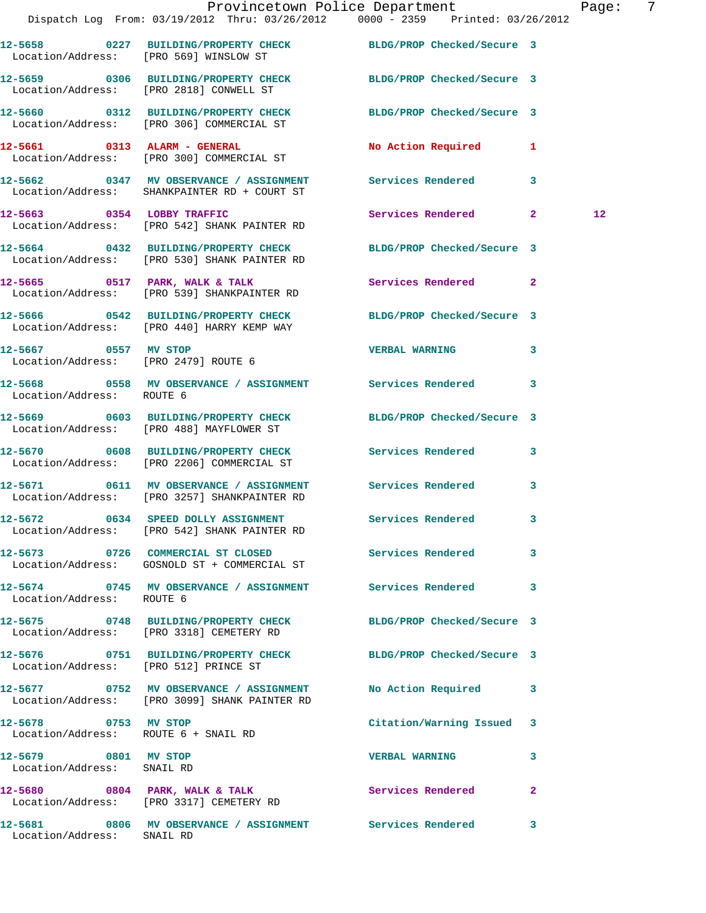12-5658 0227 BUILDING/PROPERTY CHECK BLDG/PROP Checked/Secure 3
Location/Address: [PRO 569] WINSLOW ST

12-5659 0306 BUILDING/PROPERTY CHECK BLDG/PROP Checked/Secure 3
Location/Address: [PRO 2818] CONWELL ST

12-5660 0312 BUILDING/PROPERTY CHECK BLDG/PROP Checked/Secure 3
Location/Address: [PRO 306] COMMERCIAL ST

12-5661 0313 ALARM - GENERAL No Action Required 1
Location/Address: [PRO 300] COMMERCIAL ST

12-5662 0347 MV OBSERVANCE / ASSIGNMENT Services Rendered 3
Location/Address: SHANKPAINTER RD + COURT ST

12-5663 0354 LOBBY TRAFFIC Services Rendered 2 12
Location/Address: [PRO 542] SHANK PAINTER RD

12-5664 0432 BUILDING/PROPERTY CHECK BLDG/PROP Checked/Secure 3
Location/Address: [PRO 530] SHANK PAINTER RD

12-5665 0517 PARK, WALK & TALK Services Rendered 2
Location/Address: [PRO 539] SHANKPAINTER RD

12-5666 0542 BUILDING/PROPERTY CHECK BLDG/PROP Checked/Secure 3
Location/Address: [PRO 440] HARRY KEMP WAY

12-5667 0557 MV STOP VERBAL WARNING 3
Location/Address: [PRO 2479] ROUTE 6

12-5668 0558 MV OBSERVANCE / ASSIGNMENT Services Rendered 3
Location/Address: ROUTE 6

12-5669 0603 BUILDING/PROPERTY CHECK BLDG/PROP Checked/Secure 3
Location/Address: [PRO 488] MAYFLOWER ST

12-5670 0608 BUILDING/PROPERTY CHECK Services Rendered 3
Location/Address: [PRO 2206] COMMERCIAL ST

12-5671 0611 MV OBSERVANCE / ASSIGNMENT Services Rendered 3
Location/Address: [PRO 3257] SHANKPAINTER RD

12-5672 0634 SPEED DOLLY ASSIGNMENT Services Rendered 3
Location/Address: [PRO 542] SHANK PAINTER RD

12-5673 0726 COMMERCIAL ST CLOSED Services Rendered 3
Location/Address: GOSNOLD ST + COMMERCIAL ST

12-5674 0745 MV OBSERVANCE / ASSIGNMENT Services Rendered 3
Location/Address: ROUTE 6

12-5675 0748 BUILDING/PROPERTY CHECK BLDG/PROP Checked/Secure 3
Location/Address: [PRO 3318] CEMETERY RD

12-5676 0751 BUILDING/PROPERTY CHECK BLDG/PROP Checked/Secure 3
Location/Address: [PRO 512] PRINCE ST

12-5677 0752 MV OBSERVANCE / ASSIGNMENT No Action Required 3
Location/Address: [PRO 3099] SHANK PAINTER RD

12-5678 0753 MV STOP Citation/Warning Issued 3
Location/Address: ROUTE 6 + SNAIL RD

12-5679 0801 MV STOP VERBAL WARNING 3
Location/Address: SNAIL RD

12-5680 0804 PARK, WALK & TALK Services Rendered 2
Location/Address: [PRO 3317] CEMETERY RD

12-5681 0806 MV OBSERVANCE / ASSIGNMENT Services Rendered 3
Location/Address: SNAIL RD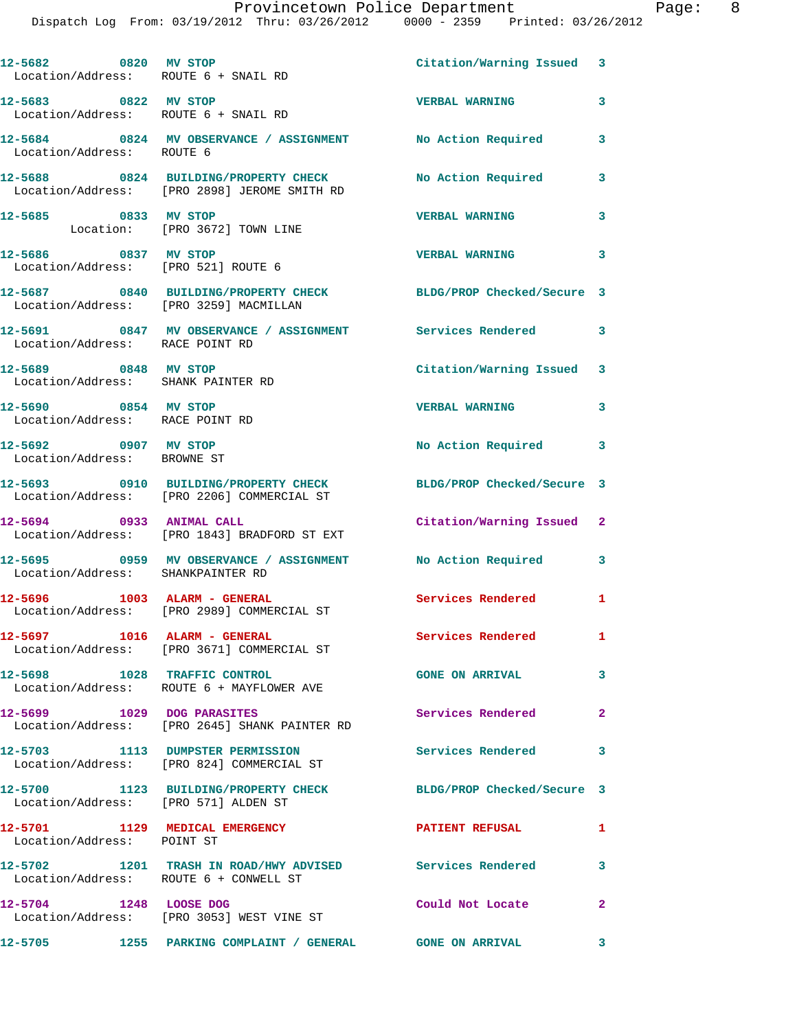12-5682 0820 MV STOP Citation/Warning Issued 3
Location/Address: ROUTE 6 + SNAIL RD

12-5683 0822 MV STOP VERBAL WARNING 3
Location/Address: ROUTE 6 + SNAIL RD

12-5684 0824 MV OBSERVANCE / ASSIGNMENT No Action Required 3
Location/Address: ROUTE 6

12-5688 0824 BUILDING/PROPERTY CHECK No Action Required 3
Location/Address: [PRO 2898] JEROME SMITH RD

12-5685 0833 MV STOP VERBAL WARNING 3
Location: [PRO 3672] TOWN LINE

12-5686 0837 MV STOP VERBAL WARNING 3
Location/Address: [PRO 521] ROUTE 6

12-5687 0840 BUILDING/PROPERTY CHECK BLDG/PROP Checked/Secure 3
Location/Address: [PRO 3259] MACMILLAN

12-5691 0847 MV OBSERVANCE / ASSIGNMENT Services Rendered 3
Location/Address: RACE POINT RD

12-5689 0848 MV STOP Citation/Warning Issued 3
Location/Address: SHANK PAINTER RD

12-5690 0854 MV STOP VERBAL WARNING 3
Location/Address: RACE POINT RD

12-5692 0907 MV STOP No Action Required 3
Location/Address: BROWNE ST

12-5693 0910 BUILDING/PROPERTY CHECK BLDG/PROP Checked/Secure 3
Location/Address: [PRO 2206] COMMERCIAL ST

12-5694 0933 ANIMAL CALL Citation/Warning Issued 2
Location/Address: [PRO 1843] BRADFORD ST EXT

12-5695 0959 MV OBSERVANCE / ASSIGNMENT No Action Required 3
Location/Address: SHANKPAINTER RD

12-5696 1003 ALARM - GENERAL Services Rendered 1
Location/Address: [PRO 2989] COMMERCIAL ST

12-5697 1016 ALARM - GENERAL Services Rendered 1
Location/Address: [PRO 3671] COMMERCIAL ST

12-5698 1028 TRAFFIC CONTROL GONE ON ARRIVAL 3
Location/Address: ROUTE 6 + MAYFLOWER AVE

12-5699 1029 DOG PARASITES Services Rendered 2
Location/Address: [PRO 2645] SHANK PAINTER RD

12-5703 1113 DUMPSTER PERMISSION Services Rendered 3
Location/Address: [PRO 824] COMMERCIAL ST

12-5700 1123 BUILDING/PROPERTY CHECK BLDG/PROP Checked/Secure 3
Location/Address: [PRO 571] ALDEN ST

12-5701 1129 MEDICAL EMERGENCY PATIENT REFUSAL 1
Location/Address: POINT ST

12-5702 1201 TRASH IN ROAD/HWY ADVISED Services Rendered 3
Location/Address: ROUTE 6 + CONWELL ST

12-5704 1248 LOOSE DOG Could Not Locate 2
Location/Address: [PRO 3053] WEST VINE ST

12-5705 1255 PARKING COMPLAINT / GENERAL GONE ON ARRIVAL 3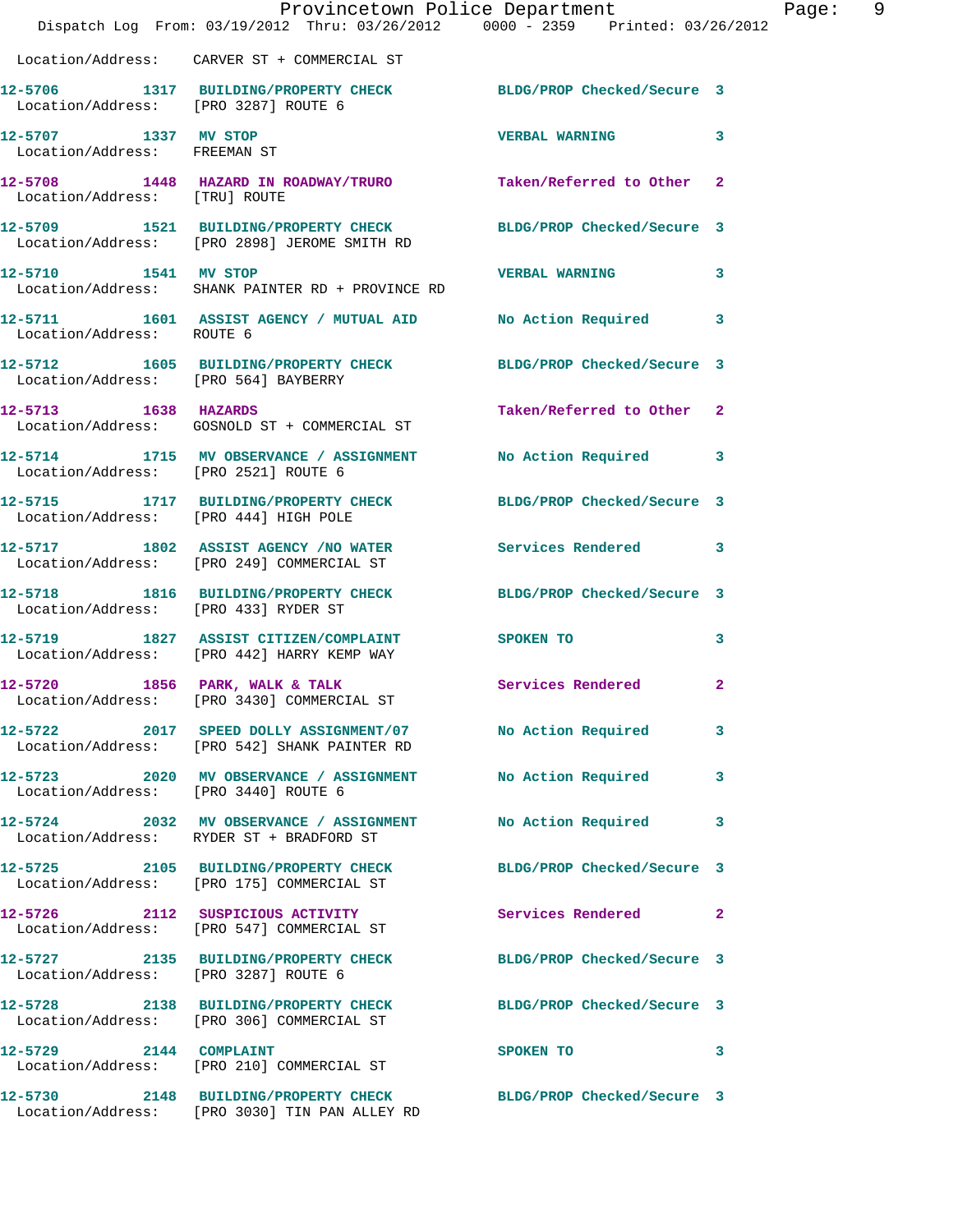Location/Address: CARVER ST + COMMERCIAL ST

| Call # | Time | Call Reason | Action | Priority |
|---|---|---|---|---|
| 12-5706 | 1317 | BUILDING/PROPERTY CHECK | BLDG/PROP Checked/Secure | 3 |
| | | Location/Address: [PRO 3287] ROUTE 6 | | |
| 12-5707 | 1337 | MV STOP | VERBAL WARNING | 3 |
| | | Location/Address: FREEMAN ST | | |
| 12-5708 | 1448 | HAZARD IN ROADWAY/TRURO | Taken/Referred to Other | 2 |
| | | Location/Address: [TRU] ROUTE | | |
| 12-5709 | 1521 | BUILDING/PROPERTY CHECK | BLDG/PROP Checked/Secure | 3 |
| | | Location/Address: [PRO 2898] JEROME SMITH RD | | |
| 12-5710 | 1541 | MV STOP | VERBAL WARNING | 3 |
| | | Location/Address: SHANK PAINTER RD + PROVINCE RD | | |
| 12-5711 | 1601 | ASSIST AGENCY / MUTUAL AID | No Action Required | 3 |
| | | Location/Address: ROUTE 6 | | |
| 12-5712 | 1605 | BUILDING/PROPERTY CHECK | BLDG/PROP Checked/Secure | 3 |
| | | Location/Address: [PRO 564] BAYBERRY | | |
| 12-5713 | 1638 | HAZARDS | Taken/Referred to Other | 2 |
| | | Location/Address: GOSNOLD ST + COMMERCIAL ST | | |
| 12-5714 | 1715 | MV OBSERVANCE / ASSIGNMENT | No Action Required | 3 |
| | | Location/Address: [PRO 2521] ROUTE 6 | | |
| 12-5715 | 1717 | BUILDING/PROPERTY CHECK | BLDG/PROP Checked/Secure | 3 |
| | | Location/Address: [PRO 444] HIGH POLE | | |
| 12-5717 | 1802 | ASSIST AGENCY /NO WATER | Services Rendered | 3 |
| | | Location/Address: [PRO 249] COMMERCIAL ST | | |
| 12-5718 | 1816 | BUILDING/PROPERTY CHECK | BLDG/PROP Checked/Secure | 3 |
| | | Location/Address: [PRO 433] RYDER ST | | |
| 12-5719 | 1827 | ASSIST CITIZEN/COMPLAINT | SPOKEN TO | 3 |
| | | Location/Address: [PRO 442] HARRY KEMP WAY | | |
| 12-5720 | 1856 | PARK, WALK & TALK | Services Rendered | 2 |
| | | Location/Address: [PRO 3430] COMMERCIAL ST | | |
| 12-5722 | 2017 | SPEED DOLLY ASSIGNMENT/07 | No Action Required | 3 |
| | | Location/Address: [PRO 542] SHANK PAINTER RD | | |
| 12-5723 | 2020 | MV OBSERVANCE / ASSIGNMENT | No Action Required | 3 |
| | | Location/Address: [PRO 3440] ROUTE 6 | | |
| 12-5724 | 2032 | MV OBSERVANCE / ASSIGNMENT | No Action Required | 3 |
| | | Location/Address: RYDER ST + BRADFORD ST | | |
| 12-5725 | 2105 | BUILDING/PROPERTY CHECK | BLDG/PROP Checked/Secure | 3 |
| | | Location/Address: [PRO 175] COMMERCIAL ST | | |
| 12-5726 | 2112 | SUSPICIOUS ACTIVITY | Services Rendered | 2 |
| | | Location/Address: [PRO 547] COMMERCIAL ST | | |
| 12-5727 | 2135 | BUILDING/PROPERTY CHECK | BLDG/PROP Checked/Secure | 3 |
| | | Location/Address: [PRO 3287] ROUTE 6 | | |
| 12-5728 | 2138 | BUILDING/PROPERTY CHECK | BLDG/PROP Checked/Secure | 3 |
| | | Location/Address: [PRO 306] COMMERCIAL ST | | |
| 12-5729 | 2144 | COMPLAINT | SPOKEN TO | 3 |
| | | Location/Address: [PRO 210] COMMERCIAL ST | | |
| 12-5730 | 2148 | BUILDING/PROPERTY CHECK | BLDG/PROP Checked/Secure | 3 |
| | | Location/Address: [PRO 3030] TIN PAN ALLEY RD | | |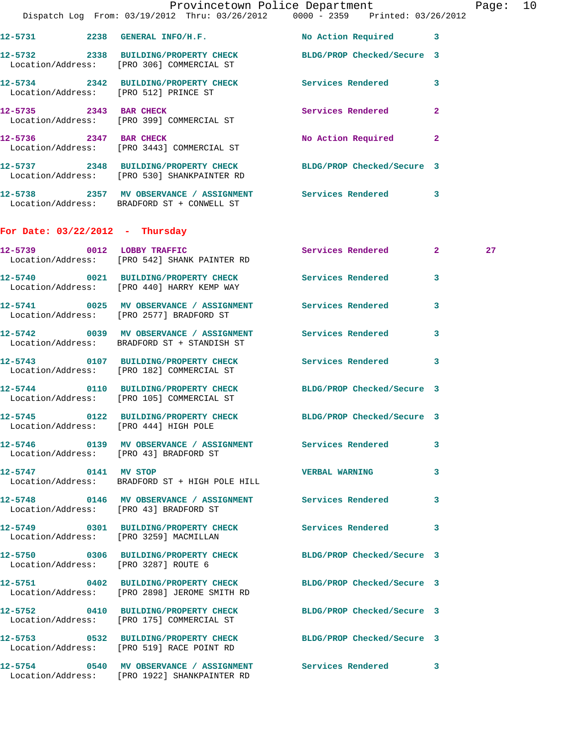12-5731 2238 GENERAL INFO/H.F. No Action Required 3

12-5732 2338 BUILDING/PROPERTY CHECK BLDG/PROP Checked/Secure 3
Location/Address: [PRO 306] COMMERCIAL ST

12-5734 2342 BUILDING/PROPERTY CHECK Services Rendered 3
Location/Address: [PRO 512] PRINCE ST

12-5735 2343 BAR CHECK Services Rendered 2
Location/Address: [PRO 399] COMMERCIAL ST

12-5736 2347 BAR CHECK No Action Required 2
Location/Address: [PRO 3443] COMMERCIAL ST

12-5737 2348 BUILDING/PROPERTY CHECK BLDG/PROP Checked/Secure 3
Location/Address: [PRO 530] SHANKPAINTER RD

12-5738 2357 MV OBSERVANCE / ASSIGNMENT Services Rendered 3
Location/Address: BRADFORD ST + CONWELL ST

## For Date: 03/22/2012 - Thursday

12-5739 0012 LOBBY TRAFFIC Services Rendered 2 27
Location/Address: [PRO 542] SHANK PAINTER RD

12-5740 0021 BUILDING/PROPERTY CHECK Services Rendered 3
Location/Address: [PRO 440] HARRY KEMP WAY

12-5741 0025 MV OBSERVANCE / ASSIGNMENT Services Rendered 3
Location/Address: [PRO 2577] BRADFORD ST

12-5742 0039 MV OBSERVANCE / ASSIGNMENT Services Rendered 3
Location/Address: BRADFORD ST + STANDISH ST

12-5743 0107 BUILDING/PROPERTY CHECK Services Rendered 3
Location/Address: [PRO 182] COMMERCIAL ST

12-5744 0110 BUILDING/PROPERTY CHECK BLDG/PROP Checked/Secure 3
Location/Address: [PRO 105] COMMERCIAL ST

12-5745 0122 BUILDING/PROPERTY CHECK BLDG/PROP Checked/Secure 3
Location/Address: [PRO 444] HIGH POLE

12-5746 0139 MV OBSERVANCE / ASSIGNMENT Services Rendered 3
Location/Address: [PRO 43] BRADFORD ST

12-5747 0141 MV STOP VERBAL WARNING 3
Location/Address: BRADFORD ST + HIGH POLE HILL

12-5748 0146 MV OBSERVANCE / ASSIGNMENT Services Rendered 3
Location/Address: [PRO 43] BRADFORD ST

12-5749 0301 BUILDING/PROPERTY CHECK Services Rendered 3
Location/Address: [PRO 3259] MACMILLAN

12-5750 0306 BUILDING/PROPERTY CHECK BLDG/PROP Checked/Secure 3
Location/Address: [PRO 3287] ROUTE 6

12-5751 0402 BUILDING/PROPERTY CHECK BLDG/PROP Checked/Secure 3
Location/Address: [PRO 2898] JEROME SMITH RD

12-5752 0410 BUILDING/PROPERTY CHECK BLDG/PROP Checked/Secure 3
Location/Address: [PRO 175] COMMERCIAL ST

12-5753 0532 BUILDING/PROPERTY CHECK BLDG/PROP Checked/Secure 3
Location/Address: [PRO 519] RACE POINT RD

12-5754 0540 MV OBSERVANCE / ASSIGNMENT Services Rendered 3
Location/Address: [PRO 1922] SHANKPAINTER RD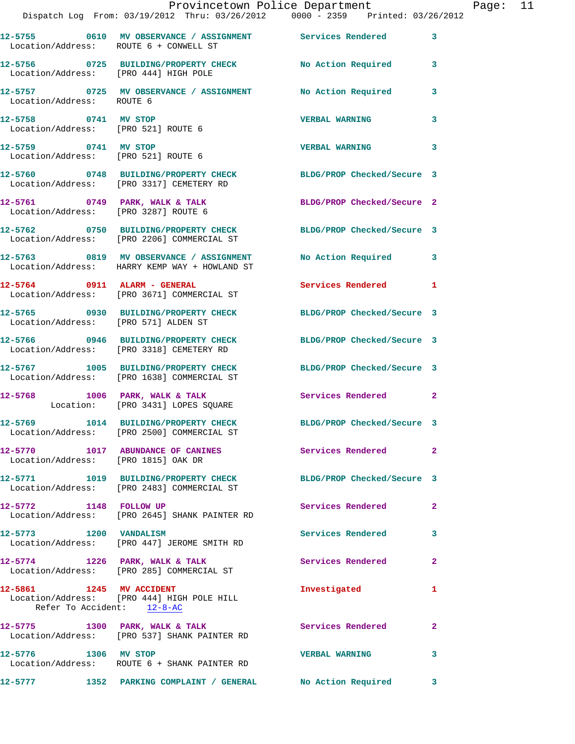12-5755 0610 MV OBSERVANCE / ASSIGNMENT Services Rendered 3
Location/Address: ROUTE 6 + CONWELL ST

12-5756 0725 BUILDING/PROPERTY CHECK No Action Required 3
Location/Address: [PRO 444] HIGH POLE

12-5757 0725 MV OBSERVANCE / ASSIGNMENT No Action Required 3
Location/Address: ROUTE 6

12-5758 0741 MV STOP VERBAL WARNING 3
Location/Address: [PRO 521] ROUTE 6

12-5759 0741 MV STOP VERBAL WARNING 3
Location/Address: [PRO 521] ROUTE 6

12-5760 0748 BUILDING/PROPERTY CHECK BLDG/PROP Checked/Secure 3
Location/Address: [PRO 3317] CEMETERY RD

12-5761 0749 PARK, WALK & TALK BLDG/PROP Checked/Secure 2
Location/Address: [PRO 3287] ROUTE 6

12-5762 0750 BUILDING/PROPERTY CHECK BLDG/PROP Checked/Secure 3
Location/Address: [PRO 2206] COMMERCIAL ST

12-5763 0819 MV OBSERVANCE / ASSIGNMENT No Action Required 3
Location/Address: HARRY KEMP WAY + HOWLAND ST

12-5764 0911 ALARM - GENERAL Services Rendered 1
Location/Address: [PRO 3671] COMMERCIAL ST

12-5765 0930 BUILDING/PROPERTY CHECK BLDG/PROP Checked/Secure 3
Location/Address: [PRO 571] ALDEN ST

12-5766 0946 BUILDING/PROPERTY CHECK BLDG/PROP Checked/Secure 3
Location/Address: [PRO 3318] CEMETERY RD

12-5767 1005 BUILDING/PROPERTY CHECK BLDG/PROP Checked/Secure 3
Location/Address: [PRO 1638] COMMERCIAL ST

12-5768 1006 PARK, WALK & TALK Services Rendered 2
Location: [PRO 3431] LOPES SQUARE

12-5769 1014 BUILDING/PROPERTY CHECK BLDG/PROP Checked/Secure 3
Location/Address: [PRO 2500] COMMERCIAL ST

12-5770 1017 ABUNDANCE OF CANINES Services Rendered 2
Location/Address: [PRO 1815] OAK DR

12-5771 1019 BUILDING/PROPERTY CHECK BLDG/PROP Checked/Secure 3
Location/Address: [PRO 2483] COMMERCIAL ST

12-5772 1148 FOLLOW UP Services Rendered 2
Location/Address: [PRO 2645] SHANK PAINTER RD

12-5773 1200 VANDALISM Services Rendered 3
Location/Address: [PRO 447] JEROME SMITH RD

12-5774 1226 PARK, WALK & TALK Services Rendered 2
Location/Address: [PRO 285] COMMERCIAL ST

12-5861 1245 MV ACCIDENT Investigated 1
Location/Address: [PRO 444] HIGH POLE HILL
Refer To Accident: 12-8-AC

12-5775 1300 PARK, WALK & TALK Services Rendered 2
Location/Address: [PRO 537] SHANK PAINTER RD

12-5776 1306 MV STOP VERBAL WARNING 3
Location/Address: ROUTE 6 + SHANK PAINTER RD

12-5777 1352 PARKING COMPLAINT / GENERAL No Action Required 3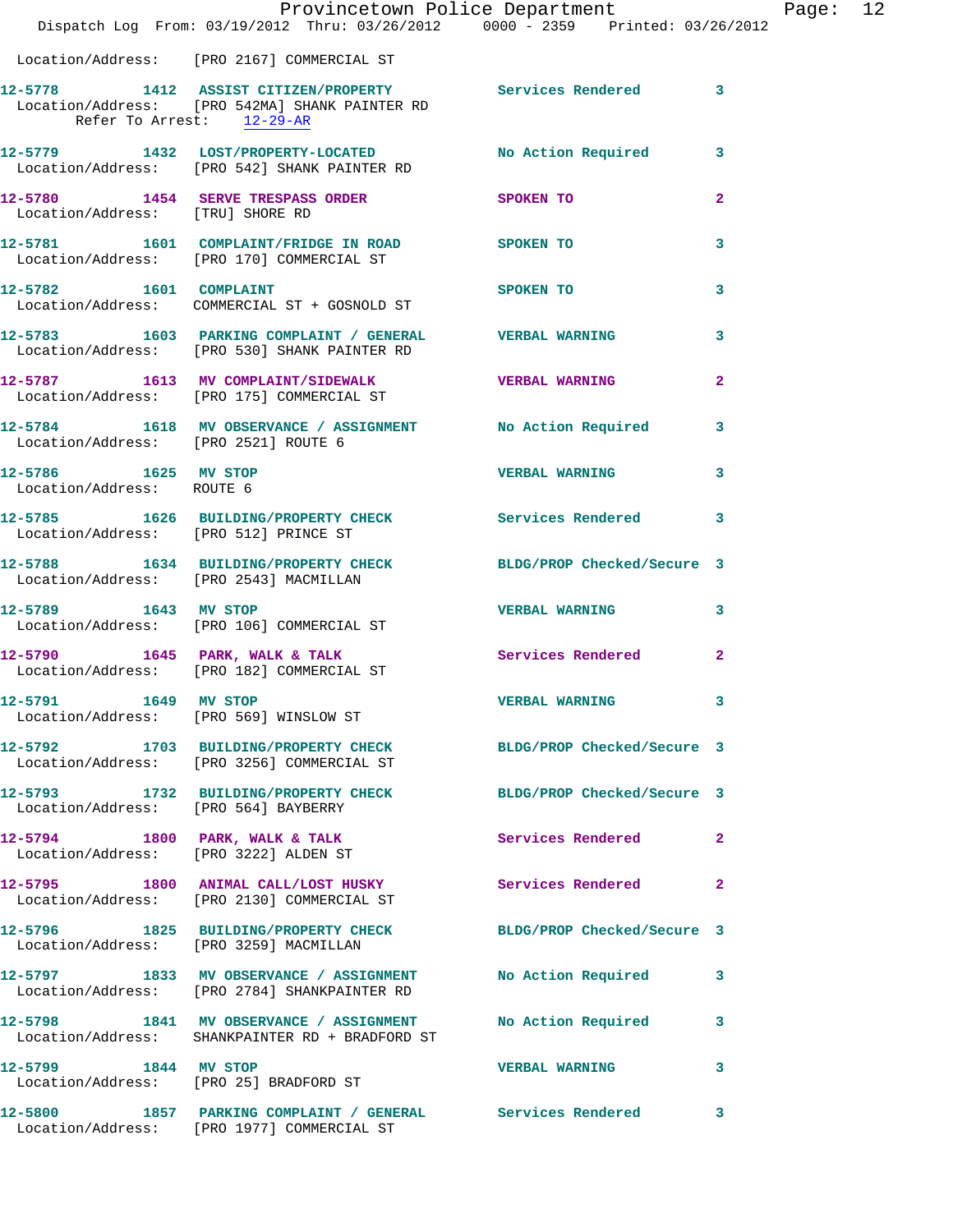Location/Address: [PRO 2167] COMMERCIAL ST

12-5778 1412 ASSIST CITIZEN/PROPERTY Services Rendered 3
Location/Address: [PRO 542MA] SHANK PAINTER RD
Refer To Arrest: 12-29-AR

12-5779 1432 LOST/PROPERTY-LOCATED No Action Required 3
Location/Address: [PRO 542] SHANK PAINTER RD

12-5780 1454 SERVE TRESPASS ORDER SPOKEN TO 2
Location/Address: [TRU] SHORE RD

12-5781 1601 COMPLAINT/FRIDGE IN ROAD SPOKEN TO 3
Location/Address: [PRO 170] COMMERCIAL ST

12-5782 1601 COMPLAINT SPOKEN TO 3
Location/Address: COMMERCIAL ST + GOSNOLD ST

12-5783 1603 PARKING COMPLAINT / GENERAL VERBAL WARNING 3
Location/Address: [PRO 530] SHANK PAINTER RD

12-5787 1613 MV COMPLAINT/SIDEWALK VERBAL WARNING 2
Location/Address: [PRO 175] COMMERCIAL ST

12-5784 1618 MV OBSERVANCE / ASSIGNMENT No Action Required 3
Location/Address: [PRO 2521] ROUTE 6

12-5786 1625 MV STOP VERBAL WARNING 3
Location/Address: ROUTE 6

12-5785 1626 BUILDING/PROPERTY CHECK Services Rendered 3
Location/Address: [PRO 512] PRINCE ST

12-5788 1634 BUILDING/PROPERTY CHECK BLDG/PROP Checked/Secure 3
Location/Address: [PRO 2543] MACMILLAN

12-5789 1643 MV STOP VERBAL WARNING 3
Location/Address: [PRO 106] COMMERCIAL ST

12-5790 1645 PARK, WALK & TALK Services Rendered 2
Location/Address: [PRO 182] COMMERCIAL ST

12-5791 1649 MV STOP VERBAL WARNING 3
Location/Address: [PRO 569] WINSLOW ST

12-5792 1703 BUILDING/PROPERTY CHECK BLDG/PROP Checked/Secure 3
Location/Address: [PRO 3256] COMMERCIAL ST

12-5793 1732 BUILDING/PROPERTY CHECK BLDG/PROP Checked/Secure 3
Location/Address: [PRO 564] BAYBERRY

12-5794 1800 PARK, WALK & TALK Services Rendered 2
Location/Address: [PRO 3222] ALDEN ST

12-5795 1800 ANIMAL CALL/LOST HUSKY Services Rendered 2
Location/Address: [PRO 2130] COMMERCIAL ST

12-5796 1825 BUILDING/PROPERTY CHECK BLDG/PROP Checked/Secure 3
Location/Address: [PRO 3259] MACMILLAN

12-5797 1833 MV OBSERVANCE / ASSIGNMENT No Action Required 3
Location/Address: [PRO 2784] SHANKPAINTER RD

12-5798 1841 MV OBSERVANCE / ASSIGNMENT No Action Required 3
Location/Address: SHANKPAINTER RD + BRADFORD ST

12-5799 1844 MV STOP VERBAL WARNING 3
Location/Address: [PRO 25] BRADFORD ST

12-5800 1857 PARKING COMPLAINT / GENERAL Services Rendered 3
Location/Address: [PRO 1977] COMMERCIAL ST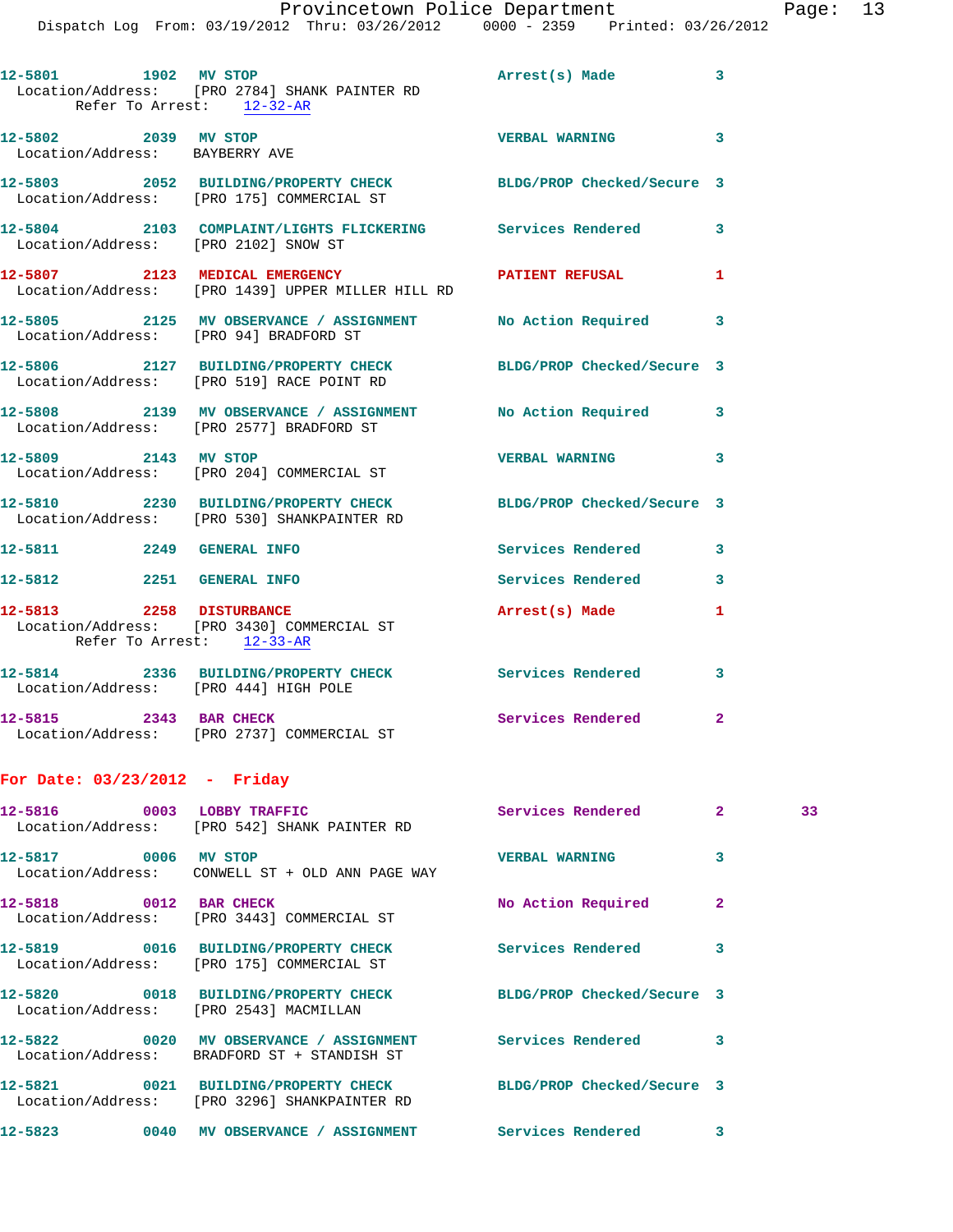12-5801 1902 MV STOP Arrest(s) Made 3
Location/Address: [PRO 2784] SHANK PAINTER RD
Refer To Arrest: 12-32-AR

12-5802 2039 MV STOP VERBAL WARNING 3
Location/Address: BAYBERRY AVE

12-5803 2052 BUILDING/PROPERTY CHECK BLDG/PROP Checked/Secure 3
Location/Address: [PRO 175] COMMERCIAL ST

12-5804 2103 COMPLAINT/LIGHTS FLICKERING Services Rendered 3
Location/Address: [PRO 2102] SNOW ST

12-5807 2123 MEDICAL EMERGENCY PATIENT REFUSAL 1
Location/Address: [PRO 1439] UPPER MILLER HILL RD

12-5805 2125 MV OBSERVANCE / ASSIGNMENT No Action Required 3
Location/Address: [PRO 94] BRADFORD ST

12-5806 2127 BUILDING/PROPERTY CHECK BLDG/PROP Checked/Secure 3
Location/Address: [PRO 519] RACE POINT RD

12-5808 2139 MV OBSERVANCE / ASSIGNMENT No Action Required 3
Location/Address: [PRO 2577] BRADFORD ST

12-5809 2143 MV STOP VERBAL WARNING 3
Location/Address: [PRO 204] COMMERCIAL ST

12-5810 2230 BUILDING/PROPERTY CHECK BLDG/PROP Checked/Secure 3
Location/Address: [PRO 530] SHANKPAINTER RD

12-5811 2249 GENERAL INFO Services Rendered 3

12-5812 2251 GENERAL INFO Services Rendered 3

12-5813 2258 DISTURBANCE Arrest(s) Made 1
Location/Address: [PRO 3430] COMMERCIAL ST
Refer To Arrest: 12-33-AR

12-5814 2336 BUILDING/PROPERTY CHECK Services Rendered 3
Location/Address: [PRO 444] HIGH POLE

12-5815 2343 BAR CHECK Services Rendered 2
Location/Address: [PRO 2737] COMMERCIAL ST

## For Date: 03/23/2012 - Friday

12-5816 0003 LOBBY TRAFFIC Services Rendered 2 33
Location/Address: [PRO 542] SHANK PAINTER RD

12-5817 0006 MV STOP VERBAL WARNING 3
Location/Address: CONWELL ST + OLD ANN PAGE WAY

12-5818 0012 BAR CHECK No Action Required 2
Location/Address: [PRO 3443] COMMERCIAL ST

12-5819 0016 BUILDING/PROPERTY CHECK Services Rendered 3
Location/Address: [PRO 175] COMMERCIAL ST

12-5820 0018 BUILDING/PROPERTY CHECK BLDG/PROP Checked/Secure 3
Location/Address: [PRO 2543] MACMILLAN

12-5822 0020 MV OBSERVANCE / ASSIGNMENT Services Rendered 3
Location/Address: BRADFORD ST + STANDISH ST

12-5821 0021 BUILDING/PROPERTY CHECK BLDG/PROP Checked/Secure 3
Location/Address: [PRO 3296] SHANKPAINTER RD

12-5823 0040 MV OBSERVANCE / ASSIGNMENT Services Rendered 3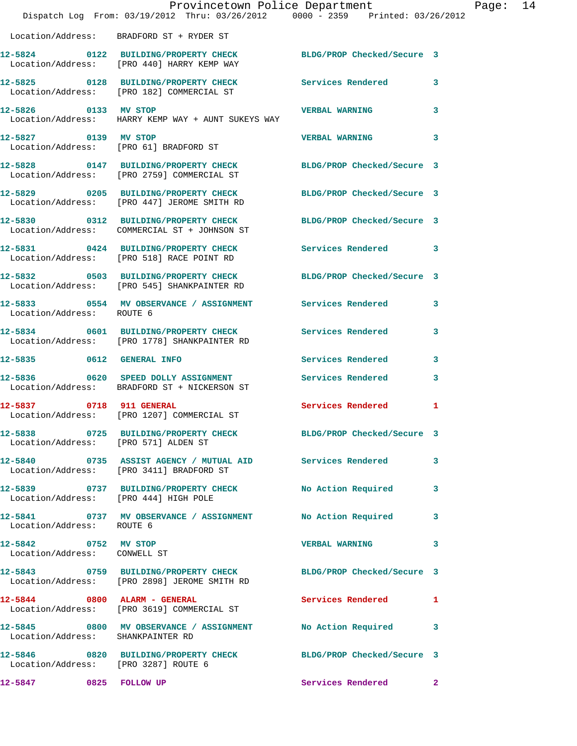Location/Address: BRADFORD ST + RYDER ST

**12-5824** 0122 **BUILDING/PROPERTY CHECK** BLDG/PROP Checked/Secure 3
Location/Address: [PRO 440] HARRY KEMP WAY

**12-5825** 0128 **BUILDING/PROPERTY CHECK** Services Rendered 3
Location/Address: [PRO 182] COMMERCIAL ST

**12-5826** 0133 **MV STOP** VERBAL WARNING 3
Location/Address: HARRY KEMP WAY + AUNT SUKEYS WAY

**12-5827** 0139 **MV STOP** VERBAL WARNING 3
Location/Address: [PRO 61] BRADFORD ST

**12-5828** 0147 **BUILDING/PROPERTY CHECK** BLDG/PROP Checked/Secure 3
Location/Address: [PRO 2759] COMMERCIAL ST

**12-5829** 0205 **BUILDING/PROPERTY CHECK** BLDG/PROP Checked/Secure 3
Location/Address: [PRO 447] JEROME SMITH RD

**12-5830** 0312 **BUILDING/PROPERTY CHECK** BLDG/PROP Checked/Secure 3
Location/Address: COMMERCIAL ST + JOHNSON ST

**12-5831** 0424 **BUILDING/PROPERTY CHECK** Services Rendered 3
Location/Address: [PRO 518] RACE POINT RD

**12-5832** 0503 **BUILDING/PROPERTY CHECK** BLDG/PROP Checked/Secure 3
Location/Address: [PRO 545] SHANKPAINTER RD

**12-5833** 0554 **MV OBSERVANCE / ASSIGNMENT** Services Rendered 3
Location/Address: ROUTE 6

**12-5834** 0601 **BUILDING/PROPERTY CHECK** Services Rendered 3
Location/Address: [PRO 1778] SHANKPAINTER RD

**12-5835** 0612 **GENERAL INFO** Services Rendered 3

**12-5836** 0620 **SPEED DOLLY ASSIGNMENT** Services Rendered 3
Location/Address: BRADFORD ST + NICKERSON ST

**12-5837** 0718 **911 GENERAL** Services Rendered 1
Location/Address: [PRO 1207] COMMERCIAL ST

**12-5838** 0725 **BUILDING/PROPERTY CHECK** BLDG/PROP Checked/Secure 3
Location/Address: [PRO 571] ALDEN ST

**12-5840** 0735 **ASSIST AGENCY / MUTUAL AID** Services Rendered 3
Location/Address: [PRO 3411] BRADFORD ST

**12-5839** 0737 **BUILDING/PROPERTY CHECK** No Action Required 3
Location/Address: [PRO 444] HIGH POLE

**12-5841** 0737 **MV OBSERVANCE / ASSIGNMENT** No Action Required 3
Location/Address: ROUTE 6

**12-5842** 0752 **MV STOP** VERBAL WARNING 3
Location/Address: CONWELL ST

**12-5843** 0759 **BUILDING/PROPERTY CHECK** BLDG/PROP Checked/Secure 3
Location/Address: [PRO 2898] JEROME SMITH RD

**12-5844** 0800 **ALARM - GENERAL** Services Rendered 1
Location/Address: [PRO 3619] COMMERCIAL ST

**12-5845** 0800 **MV OBSERVANCE / ASSIGNMENT** No Action Required 3
Location/Address: SHANKPAINTER RD

**12-5846** 0820 **BUILDING/PROPERTY CHECK** BLDG/PROP Checked/Secure 3
Location/Address: [PRO 3287] ROUTE 6

**12-5847** 0825 **FOLLOW UP** Services Rendered 2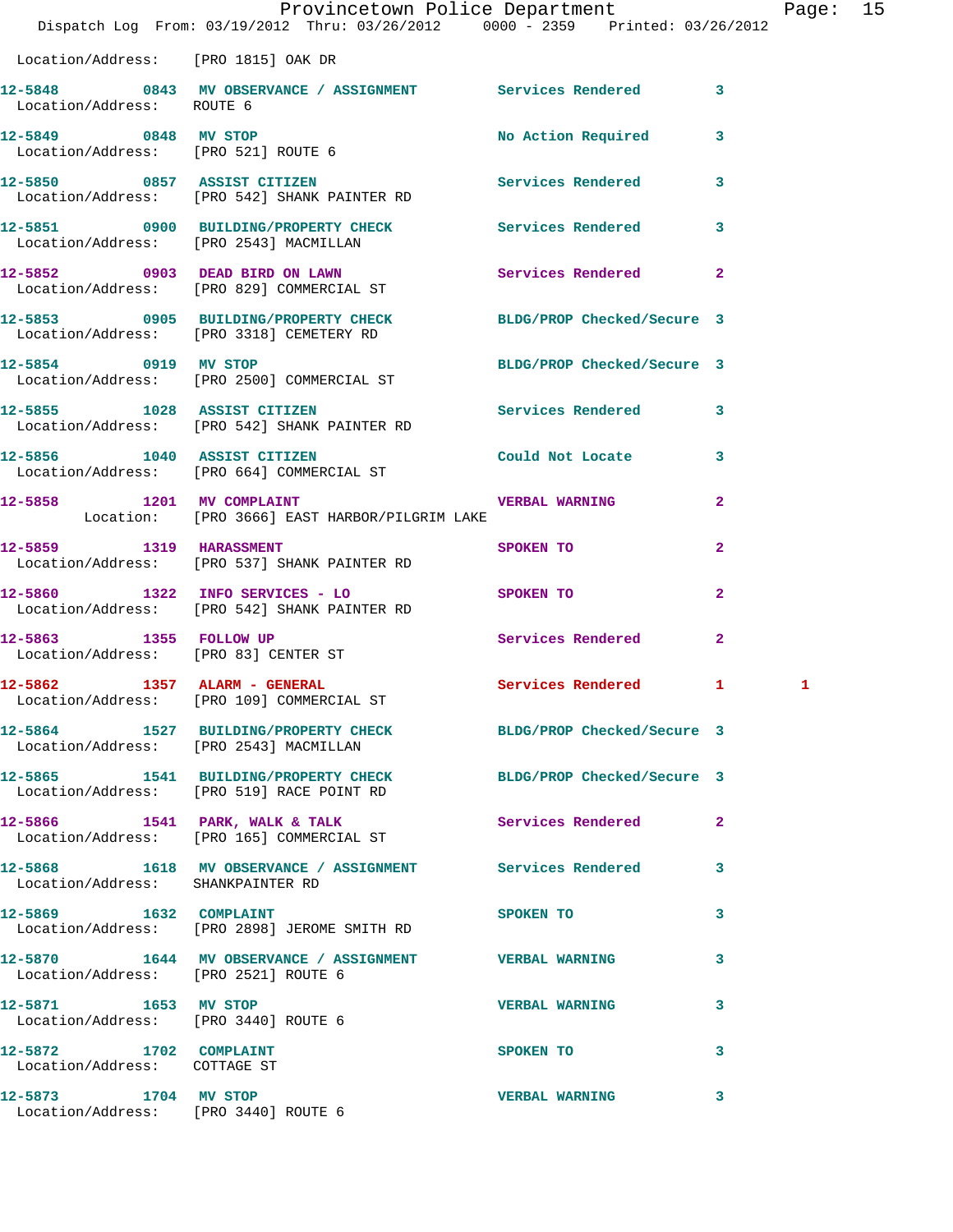Location/Address: [PRO 1815] OAK DR

**12-5848 0843 MV OBSERVATION / ASSIGNMENT** Services Rendered 3
Location/Address: ROUTE 6

**12-5849 0848 MV STOP** No Action Required 3
Location/Address: [PRO 521] ROUTE 6

**12-5850 0857 ASSIST CITIZEN** Services Rendered 3
Location/Address: [PRO 542] SHANK PAINTER RD

**12-5851 0900 BUILDING/PROPERTY CHECK** Services Rendered 3
Location/Address: [PRO 2543] MACMILLAN

**12-5852 0903 DEAD BIRD ON LAWN** Services Rendered 2
Location/Address: [PRO 829] COMMERCIAL ST

**12-5853 0905 BUILDING/PROPERTY CHECK** BLDG/PROP Checked/Secure 3
Location/Address: [PRO 3318] CEMETERY RD

**12-5854 0919 MV STOP** BLDG/PROP Checked/Secure 3
Location/Address: [PRO 2500] COMMERCIAL ST

**12-5855 1028 ASSIST CITIZEN** Services Rendered 3
Location/Address: [PRO 542] SHANK PAINTER RD

**12-5856 1040 ASSIST CITIZEN** Could Not Locate 3
Location/Address: [PRO 664] COMMERCIAL ST

**12-5858 1201 MV COMPLAINT** VERBAL WARNING 2
Location: [PRO 3666] EAST HARBOR/PILGRIM LAKE

**12-5859 1319 HARASSMENT** SPOKEN TO 2
Location/Address: [PRO 537] SHANK PAINTER RD

**12-5860 1322 INFO SERVICES - LO** SPOKEN TO 2
Location/Address: [PRO 542] SHANK PAINTER RD

**12-5863 1355 FOLLOW UP** Services Rendered 2
Location/Address: [PRO 83] CENTER ST

**12-5862 1357 ALARM - GENERAL** Services Rendered 1 1
Location/Address: [PRO 109] COMMERCIAL ST

**12-5864 1527 BUILDING/PROPERTY CHECK** BLDG/PROP Checked/Secure 3
Location/Address: [PRO 2543] MACMILLAN

**12-5865 1541 BUILDING/PROPERTY CHECK** BLDG/PROP Checked/Secure 3
Location/Address: [PRO 519] RACE POINT RD

**12-5866 1541 PARK, WALK & TALK** Services Rendered 2
Location/Address: [PRO 165] COMMERCIAL ST

**12-5868 1618 MV OBSERVATION / ASSIGNMENT** Services Rendered 3
Location/Address: SHANKPAINTER RD

**12-5869 1632 COMPLAINT** SPOKEN TO 3
Location/Address: [PRO 2898] JEROME SMITH RD

**12-5870 1644 MV OBSERVATION / ASSIGNMENT** VERBAL WARNING 3
Location/Address: [PRO 2521] ROUTE 6

**12-5871 1653 MV STOP** VERBAL WARNING 3
Location/Address: [PRO 3440] ROUTE 6

**12-5872 1702 COMPLAINT** SPOKEN TO 3
Location/Address: COTTAGE ST

**12-5873 1704 MV STOP** VERBAL WARNING 3
Location/Address: [PRO 3440] ROUTE 6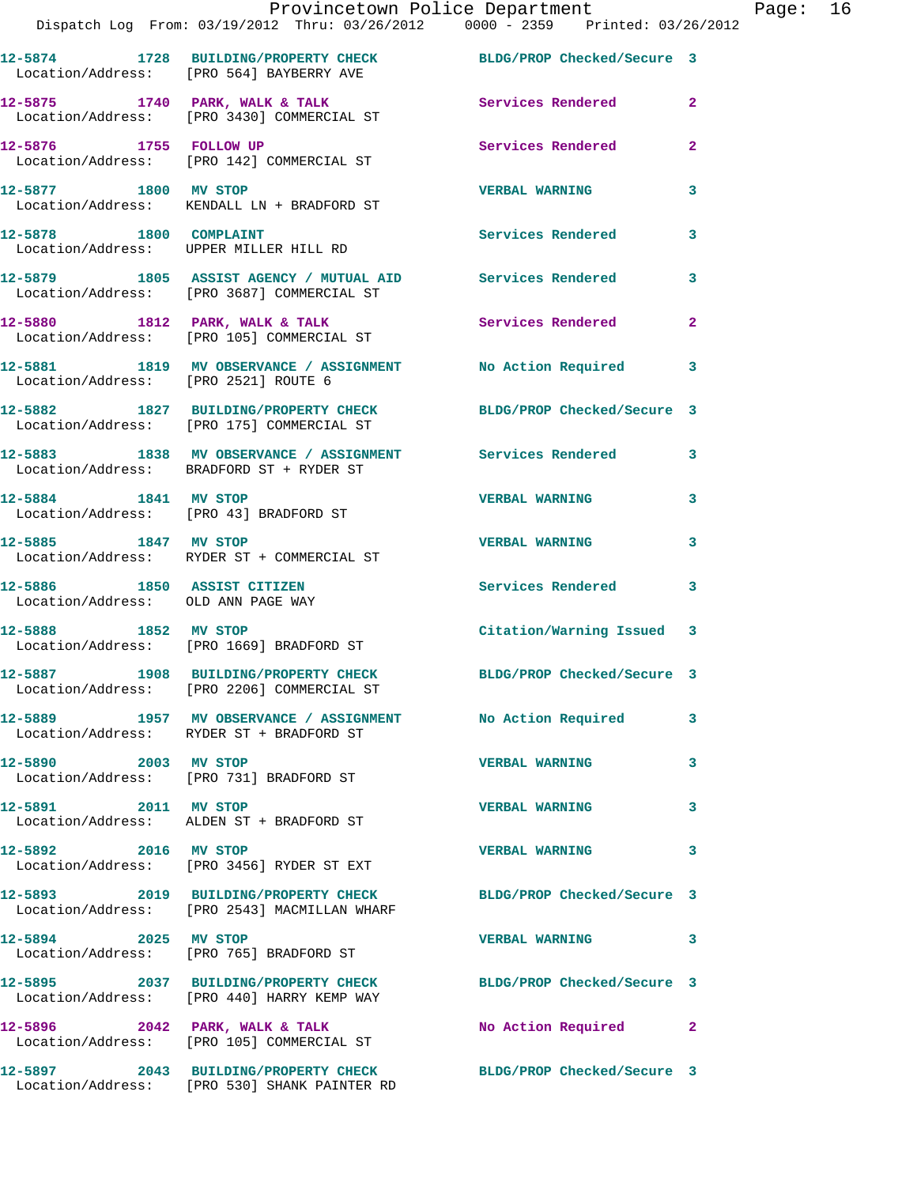| Call # | Time | Call Reason | Action | Priority |
|---|---|---|---|---|
| 12-5874 | 1728 | BUILDING/PROPERTY CHECK | BLDG/PROP Checked/Secure | 3 |
| Location/Address: | [PRO 564] BAYBERRY AVE | | | |
| 12-5875 | 1740 | PARK, WALK & TALK | Services Rendered | 2 |
| Location/Address: | [PRO 3430] COMMERCIAL ST | | | |
| 12-5876 | 1755 | FOLLOW UP | Services Rendered | 2 |
| Location/Address: | [PRO 142] COMMERCIAL ST | | | |
| 12-5877 | 1800 | MV STOP | VERBAL WARNING | 3 |
| Location/Address: | KENDALL LN + BRADFORD ST | | | |
| 12-5878 | 1800 | COMPLAINT | Services Rendered | 3 |
| Location/Address: | UPPER MILLER HILL RD | | | |
| 12-5879 | 1805 | ASSIST AGENCY / MUTUAL AID | Services Rendered | 3 |
| Location/Address: | [PRO 3687] COMMERCIAL ST | | | |
| 12-5880 | 1812 | PARK, WALK & TALK | Services Rendered | 2 |
| Location/Address: | [PRO 105] COMMERCIAL ST | | | |
| 12-5881 | 1819 | MV OBSERVANCE / ASSIGNMENT | No Action Required | 3 |
| Location/Address: | [PRO 2521] ROUTE 6 | | | |
| 12-5882 | 1827 | BUILDING/PROPERTY CHECK | BLDG/PROP Checked/Secure | 3 |
| Location/Address: | [PRO 175] COMMERCIAL ST | | | |
| 12-5883 | 1838 | MV OBSERVANCE / ASSIGNMENT | Services Rendered | 3 |
| Location/Address: | BRADFORD ST + RYDER ST | | | |
| 12-5884 | 1841 | MV STOP | VERBAL WARNING | 3 |
| Location/Address: | [PRO 43] BRADFORD ST | | | |
| 12-5885 | 1847 | MV STOP | VERBAL WARNING | 3 |
| Location/Address: | RYDER ST + COMMERCIAL ST | | | |
| 12-5886 | 1850 | ASSIST CITIZEN | Services Rendered | 3 |
| Location/Address: | OLD ANN PAGE WAY | | | |
| 12-5888 | 1852 | MV STOP | Citation/Warning Issued | 3 |
| Location/Address: | [PRO 1669] BRADFORD ST | | | |
| 12-5887 | 1908 | BUILDING/PROPERTY CHECK | BLDG/PROP Checked/Secure | 3 |
| Location/Address: | [PRO 2206] COMMERCIAL ST | | | |
| 12-5889 | 1957 | MV OBSERVANCE / ASSIGNMENT | No Action Required | 3 |
| Location/Address: | RYDER ST + BRADFORD ST | | | |
| 12-5890 | 2003 | MV STOP | VERBAL WARNING | 3 |
| Location/Address: | [PRO 731] BRADFORD ST | | | |
| 12-5891 | 2011 | MV STOP | VERBAL WARNING | 3 |
| Location/Address: | ALDEN ST + BRADFORD ST | | | |
| 12-5892 | 2016 | MV STOP | VERBAL WARNING | 3 |
| Location/Address: | [PRO 3456] RYDER ST EXT | | | |
| 12-5893 | 2019 | BUILDING/PROPERTY CHECK | BLDG/PROP Checked/Secure | 3 |
| Location/Address: | [PRO 2543] MACMILLAN WHARF | | | |
| 12-5894 | 2025 | MV STOP | VERBAL WARNING | 3 |
| Location/Address: | [PRO 765] BRADFORD ST | | | |
| 12-5895 | 2037 | BUILDING/PROPERTY CHECK | BLDG/PROP Checked/Secure | 3 |
| Location/Address: | [PRO 440] HARRY KEMP WAY | | | |
| 12-5896 | 2042 | PARK, WALK & TALK | No Action Required | 2 |
| Location/Address: | [PRO 105] COMMERCIAL ST | | | |
| 12-5897 | 2043 | BUILDING/PROPERTY CHECK | BLDG/PROP Checked/Secure | 3 |
| Location/Address: | [PRO 530] SHANK PAINTER RD | | | |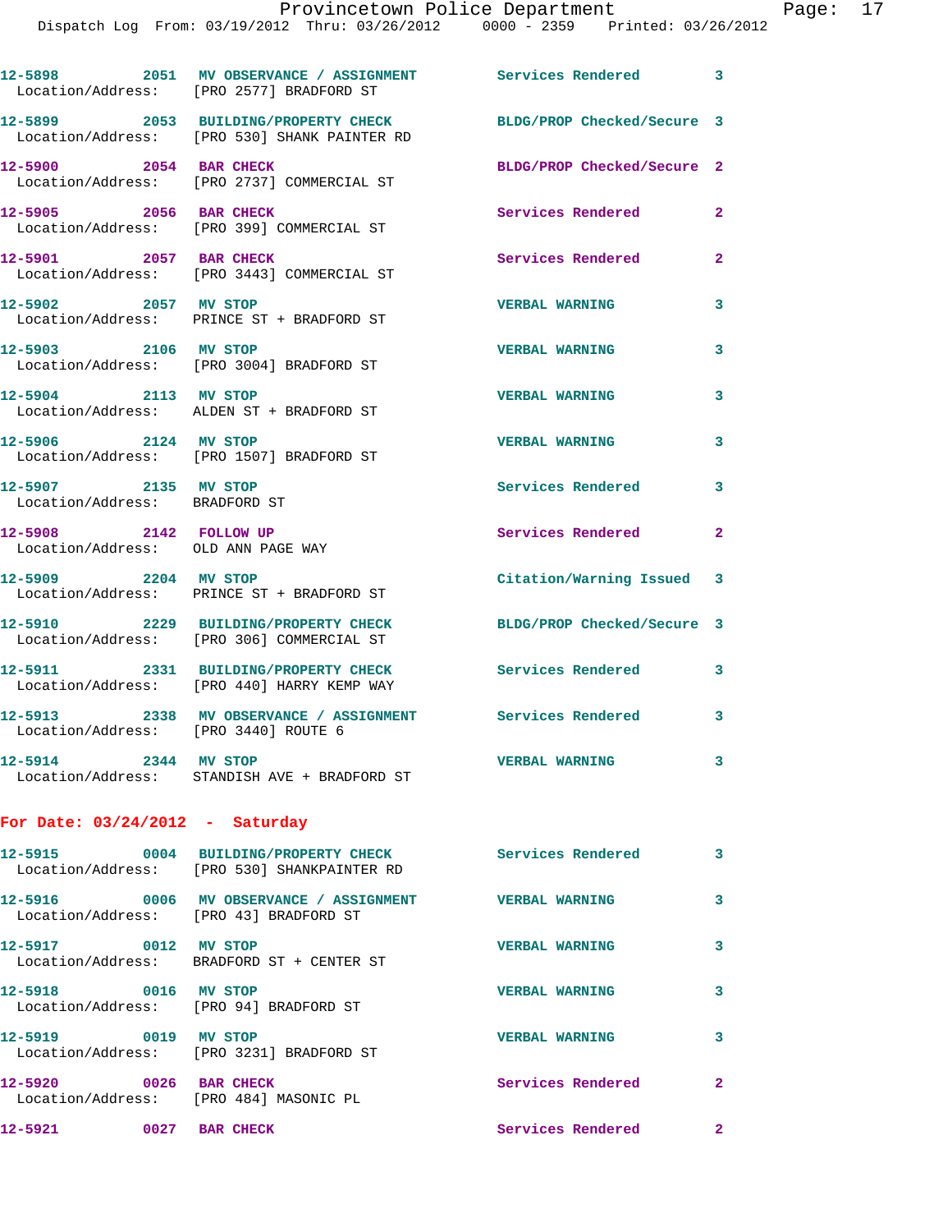12-5898 2051 MV OBSERVANCE / ASSIGNMENT Services Rendered 3
Location/Address: [PRO 2577] BRADFORD ST

12-5899 2053 BUILDING/PROPERTY CHECK BLDG/PROP Checked/Secure 3
Location/Address: [PRO 530] SHANK PAINTER RD

12-5900 2054 BAR CHECK BLDG/PROP Checked/Secure 2
Location/Address: [PRO 2737] COMMERCIAL ST

12-5905 2056 BAR CHECK Services Rendered 2
Location/Address: [PRO 399] COMMERCIAL ST

12-5901 2057 BAR CHECK Services Rendered 2
Location/Address: [PRO 3443] COMMERCIAL ST

12-5902 2057 MV STOP VERBAL WARNING 3
Location/Address: PRINCE ST + BRADFORD ST

12-5903 2106 MV STOP VERBAL WARNING 3
Location/Address: [PRO 3004] BRADFORD ST

12-5904 2113 MV STOP VERBAL WARNING 3
Location/Address: ALDEN ST + BRADFORD ST

12-5906 2124 MV STOP VERBAL WARNING 3
Location/Address: [PRO 1507] BRADFORD ST

12-5907 2135 MV STOP Services Rendered 3
Location/Address: BRADFORD ST

12-5908 2142 FOLLOW UP Services Rendered 2
Location/Address: OLD ANN PAGE WAY

12-5909 2204 MV STOP Citation/Warning Issued 3
Location/Address: PRINCE ST + BRADFORD ST

12-5910 2229 BUILDING/PROPERTY CHECK BLDG/PROP Checked/Secure 3
Location/Address: [PRO 306] COMMERCIAL ST

12-5911 2331 BUILDING/PROPERTY CHECK Services Rendered 3
Location/Address: [PRO 440] HARRY KEMP WAY

12-5913 2338 MV OBSERVANCE / ASSIGNMENT Services Rendered 3
Location/Address: [PRO 3440] ROUTE 6

12-5914 2344 MV STOP VERBAL WARNING 3
Location/Address: STANDISH AVE + BRADFORD ST

**For Date: 03/24/2012 - Saturday**

12-5915 0004 BUILDING/PROPERTY CHECK Services Rendered 3
Location/Address: [PRO 530] SHANKPAINTER RD

12-5916 0006 MV OBSERVANCE / ASSIGNMENT VERBAL WARNING 3
Location/Address: [PRO 43] BRADFORD ST

12-5917 0012 MV STOP VERBAL WARNING 3
Location/Address: BRADFORD ST + CENTER ST

12-5918 0016 MV STOP VERBAL WARNING 3
Location/Address: [PRO 94] BRADFORD ST

12-5919 0019 MV STOP VERBAL WARNING 3
Location/Address: [PRO 3231] BRADFORD ST

12-5920 0026 BAR CHECK Services Rendered 2
Location/Address: [PRO 484] MASONIC PL

12-5921 0027 BAR CHECK Services Rendered 2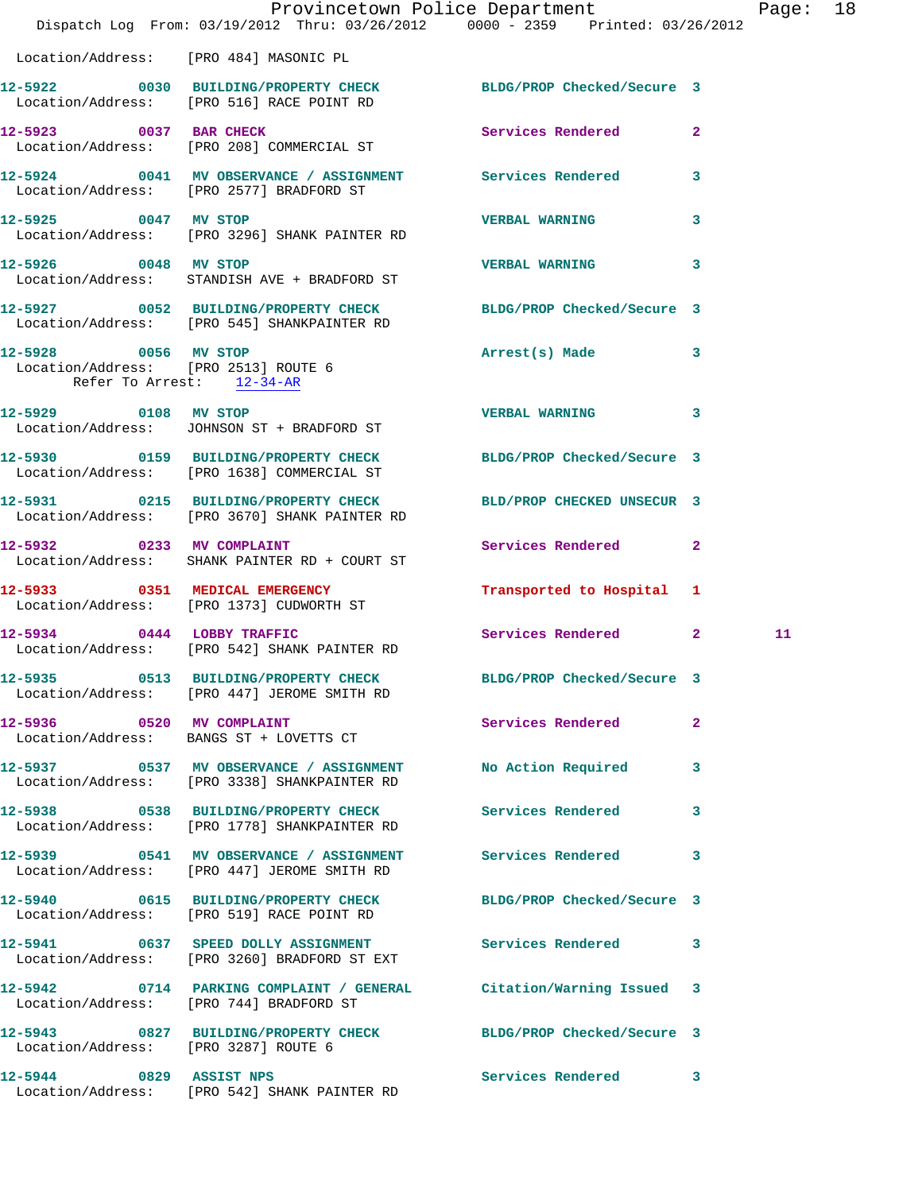Location/Address: [PRO 484] MASONIC PL

12-5922 0030 BUILDING/PROPERTY CHECK BLDG/PROP Checked/Secure 3
Location/Address: [PRO 516] RACE POINT RD

12-5923 0037 BAR CHECK Services Rendered 2
Location/Address: [PRO 208] COMMERCIAL ST

12-5924 0041 MV OBSERVANCE / ASSIGNMENT Services Rendered 3
Location/Address: [PRO 2577] BRADFORD ST

12-5925 0047 MV STOP VERBAL WARNING 3
Location/Address: [PRO 3296] SHANK PAINTER RD

12-5926 0048 MV STOP VERBAL WARNING 3
Location/Address: STANDISH AVE + BRADFORD ST

12-5927 0052 BUILDING/PROPERTY CHECK BLDG/PROP Checked/Secure 3
Location/Address: [PRO 545] SHANKPAINTER RD

12-5928 0056 MV STOP Arrest(s) Made 3
Location/Address: [PRO 2513] ROUTE 6
Refer To Arrest: 12-34-AR

12-5929 0108 MV STOP VERBAL WARNING 3
Location/Address: JOHNSON ST + BRADFORD ST

12-5930 0159 BUILDING/PROPERTY CHECK BLDG/PROP Checked/Secure 3
Location/Address: [PRO 1638] COMMERCIAL ST

12-5931 0215 BUILDING/PROPERTY CHECK BLD/PROP CHECKED UNSECUR 3
Location/Address: [PRO 3670] SHANK PAINTER RD

12-5932 0233 MV COMPLAINT Services Rendered 2
Location/Address: SHANK PAINTER RD + COURT ST

12-5933 0351 MEDICAL EMERGENCY Transported to Hospital 1
Location/Address: [PRO 1373] CUDWORTH ST

12-5934 0444 LOBBY TRAFFIC Services Rendered 2 11
Location/Address: [PRO 542] SHANK PAINTER RD

12-5935 0513 BUILDING/PROPERTY CHECK BLDG/PROP Checked/Secure 3
Location/Address: [PRO 447] JEROME SMITH RD

12-5936 0520 MV COMPLAINT Services Rendered 2
Location/Address: BANGS ST + LOVETTS CT

12-5937 0537 MV OBSERVANCE / ASSIGNMENT No Action Required 3
Location/Address: [PRO 3338] SHANKPAINTER RD

12-5938 0538 BUILDING/PROPERTY CHECK Services Rendered 3
Location/Address: [PRO 1778] SHANKPAINTER RD

12-5939 0541 MV OBSERVANCE / ASSIGNMENT Services Rendered 3
Location/Address: [PRO 447] JEROME SMITH RD

12-5940 0615 BUILDING/PROPERTY CHECK BLDG/PROP Checked/Secure 3
Location/Address: [PRO 519] RACE POINT RD

12-5941 0637 SPEED DOLLY ASSIGNMENT Services Rendered 3
Location/Address: [PRO 3260] BRADFORD ST EXT

12-5942 0714 PARKING COMPLAINT / GENERAL Citation/Warning Issued 3
Location/Address: [PRO 744] BRADFORD ST

12-5943 0827 BUILDING/PROPERTY CHECK BLDG/PROP Checked/Secure 3
Location/Address: [PRO 3287] ROUTE 6

12-5944 0829 ASSIST NPS Services Rendered 3
Location/Address: [PRO 542] SHANK PAINTER RD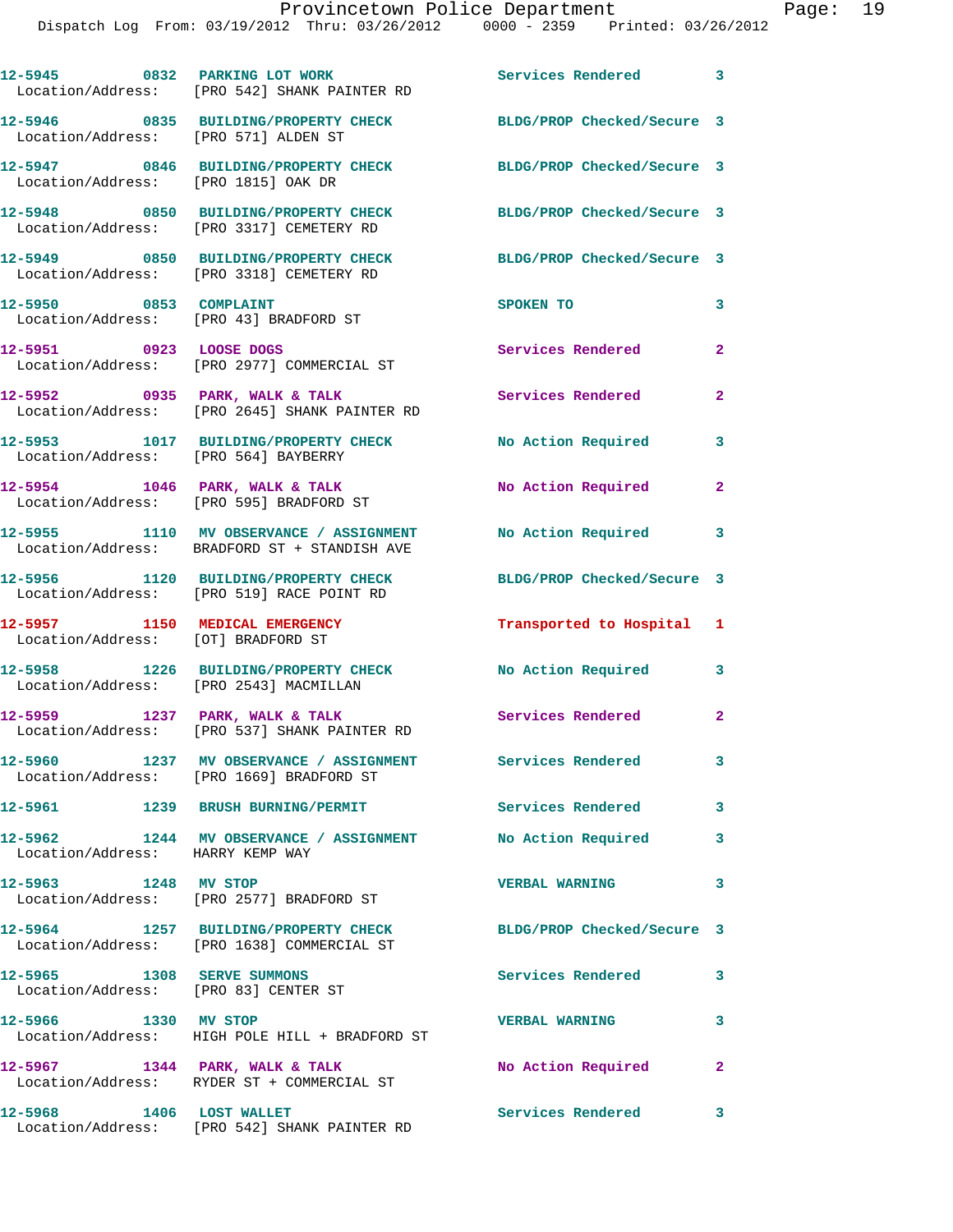12-5945 0832 PARKING LOT WORK Services Rendered 3
Location/Address: [PRO 542] SHANK PAINTER RD

12-5946 0835 BUILDING/PROPERTY CHECK BLDG/PROP Checked/Secure 3
Location/Address: [PRO 571] ALDEN ST

12-5947 0846 BUILDING/PROPERTY CHECK BLDG/PROP Checked/Secure 3
Location/Address: [PRO 1815] OAK DR

12-5948 0850 BUILDING/PROPERTY CHECK BLDG/PROP Checked/Secure 3
Location/Address: [PRO 3317] CEMETERY RD

12-5949 0850 BUILDING/PROPERTY CHECK BLDG/PROP Checked/Secure 3
Location/Address: [PRO 3318] CEMETERY RD

12-5950 0853 COMPLAINT SPOKEN TO 3
Location/Address: [PRO 43] BRADFORD ST

12-5951 0923 LOOSE DOGS Services Rendered 2
Location/Address: [PRO 2977] COMMERCIAL ST

12-5952 0935 PARK, WALK & TALK Services Rendered 2
Location/Address: [PRO 2645] SHANK PAINTER RD

12-5953 1017 BUILDING/PROPERTY CHECK No Action Required 3
Location/Address: [PRO 564] BAYBERRY

12-5954 1046 PARK, WALK & TALK No Action Required 2
Location/Address: [PRO 595] BRADFORD ST

12-5955 1110 MV OBSERVANCE / ASSIGNMENT No Action Required 3
Location/Address: BRADFORD ST + STANDISH AVE

12-5956 1120 BUILDING/PROPERTY CHECK BLDG/PROP Checked/Secure 3
Location/Address: [PRO 519] RACE POINT RD

12-5957 1150 MEDICAL EMERGENCY Transported to Hospital 1
Location/Address: [OT] BRADFORD ST

12-5958 1226 BUILDING/PROPERTY CHECK No Action Required 3
Location/Address: [PRO 2543] MACMILLAN

12-5959 1237 PARK, WALK & TALK Services Rendered 2
Location/Address: [PRO 537] SHANK PAINTER RD

12-5960 1237 MV OBSERVANCE / ASSIGNMENT Services Rendered 3
Location/Address: [PRO 1669] BRADFORD ST

12-5961 1239 BRUSH BURNING/PERMIT Services Rendered 3

12-5962 1244 MV OBSERVANCE / ASSIGNMENT No Action Required 3
Location/Address: HARRY KEMP WAY

12-5963 1248 MV STOP VERBAL WARNING 3
Location/Address: [PRO 2577] BRADFORD ST

12-5964 1257 BUILDING/PROPERTY CHECK BLDG/PROP Checked/Secure 3
Location/Address: [PRO 1638] COMMERCIAL ST

12-5965 1308 SERVE SUMMONS Services Rendered 3
Location/Address: [PRO 83] CENTER ST

12-5966 1330 MV STOP VERBAL WARNING 3
Location/Address: HIGH POLE HILL + BRADFORD ST

12-5967 1344 PARK, WALK & TALK No Action Required 2
Location/Address: RYDER ST + COMMERCIAL ST

12-5968 1406 LOST WALLET Services Rendered 3
Location/Address: [PRO 542] SHANK PAINTER RD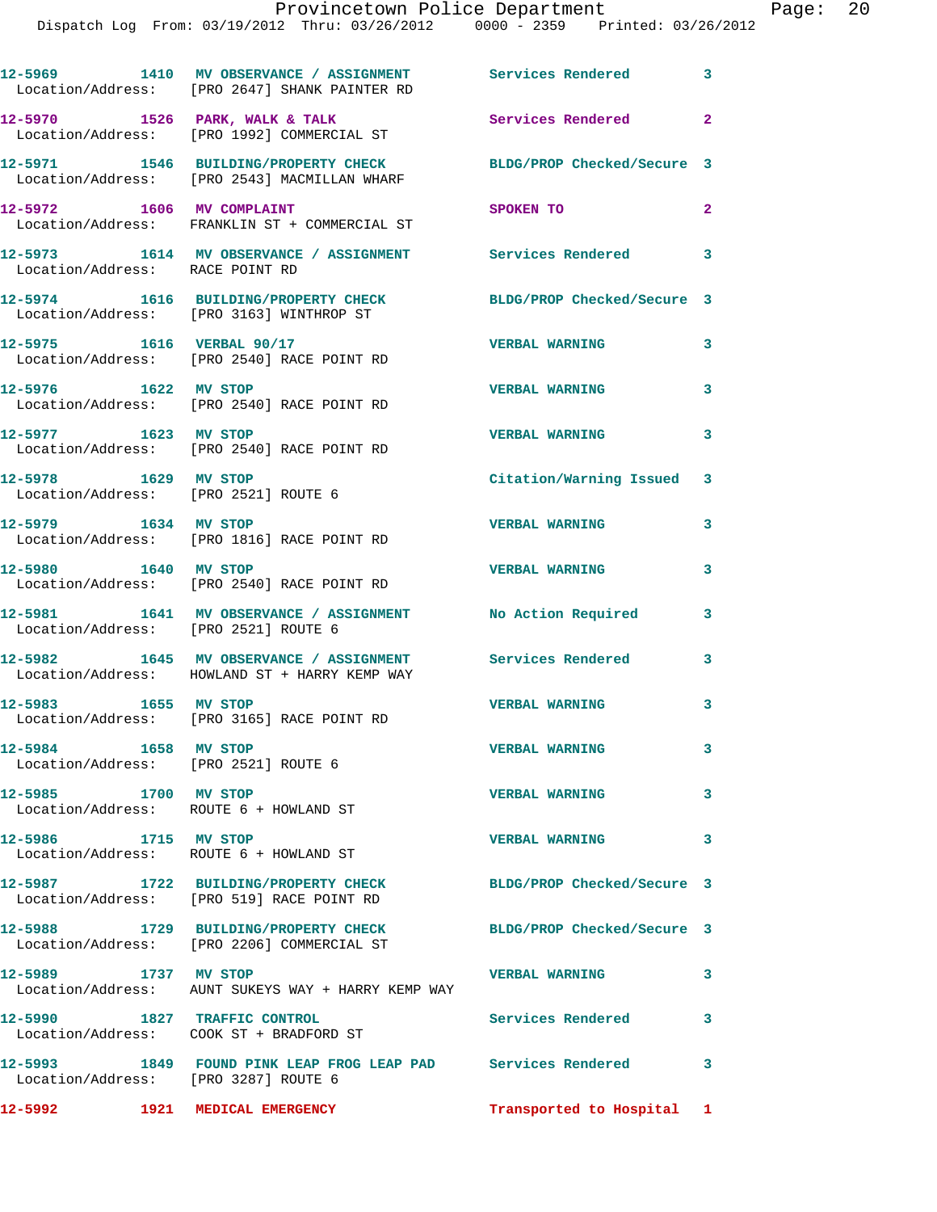12-5969 1410 MV OBSERVANCE / ASSIGNMENT Services Rendered 3
Location/Address: [PRO 2647] SHANK PAINTER RD

12-5970 1526 PARK, WALK & TALK Services Rendered 2
Location/Address: [PRO 1992] COMMERCIAL ST

12-5971 1546 BUILDING/PROPERTY CHECK BLDG/PROP Checked/Secure 3
Location/Address: [PRO 2543] MACMILLAN WHARF

12-5972 1606 MV COMPLAINT SPOKEN TO 2
Location/Address: FRANKLIN ST + COMMERCIAL ST

12-5973 1614 MV OBSERVANCE / ASSIGNMENT Services Rendered 3
Location/Address: RACE POINT RD

12-5974 1616 BUILDING/PROPERTY CHECK BLDG/PROP Checked/Secure 3
Location/Address: [PRO 3163] WINTHROP ST

12-5975 1616 VERBAL 90/17 VERBAL WARNING 3
Location/Address: [PRO 2540] RACE POINT RD

12-5976 1622 MV STOP VERBAL WARNING 3
Location/Address: [PRO 2540] RACE POINT RD

12-5977 1623 MV STOP VERBAL WARNING 3
Location/Address: [PRO 2540] RACE POINT RD

12-5978 1629 MV STOP Citation/Warning Issued 3
Location/Address: [PRO 2521] ROUTE 6

12-5979 1634 MV STOP VERBAL WARNING 3
Location/Address: [PRO 1816] RACE POINT RD

12-5980 1640 MV STOP VERBAL WARNING 3
Location/Address: [PRO 2540] RACE POINT RD

12-5981 1641 MV OBSERVANCE / ASSIGNMENT No Action Required 3
Location/Address: [PRO 2521] ROUTE 6

12-5982 1645 MV OBSERVANCE / ASSIGNMENT Services Rendered 3
Location/Address: HOWLAND ST + HARRY KEMP WAY

12-5983 1655 MV STOP VERBAL WARNING 3
Location/Address: [PRO 3165] RACE POINT RD

12-5984 1658 MV STOP VERBAL WARNING 3
Location/Address: [PRO 2521] ROUTE 6

12-5985 1700 MV STOP VERBAL WARNING 3
Location/Address: ROUTE 6 + HOWLAND ST

12-5986 1715 MV STOP VERBAL WARNING 3
Location/Address: ROUTE 6 + HOWLAND ST

12-5987 1722 BUILDING/PROPERTY CHECK BLDG/PROP Checked/Secure 3
Location/Address: [PRO 519] RACE POINT RD

12-5988 1729 BUILDING/PROPERTY CHECK BLDG/PROP Checked/Secure 3
Location/Address: [PRO 2206] COMMERCIAL ST

12-5989 1737 MV STOP VERBAL WARNING 3
Location/Address: AUNT SUKEYS WAY + HARRY KEMP WAY

12-5990 1827 TRAFFIC CONTROL Services Rendered 3
Location/Address: COOK ST + BRADFORD ST

12-5993 1849 FOUND PINK LEAP FROG LEAP PAD Services Rendered 3
Location/Address: [PRO 3287] ROUTE 6

12-5992 1921 MEDICAL EMERGENCY Transported to Hospital 1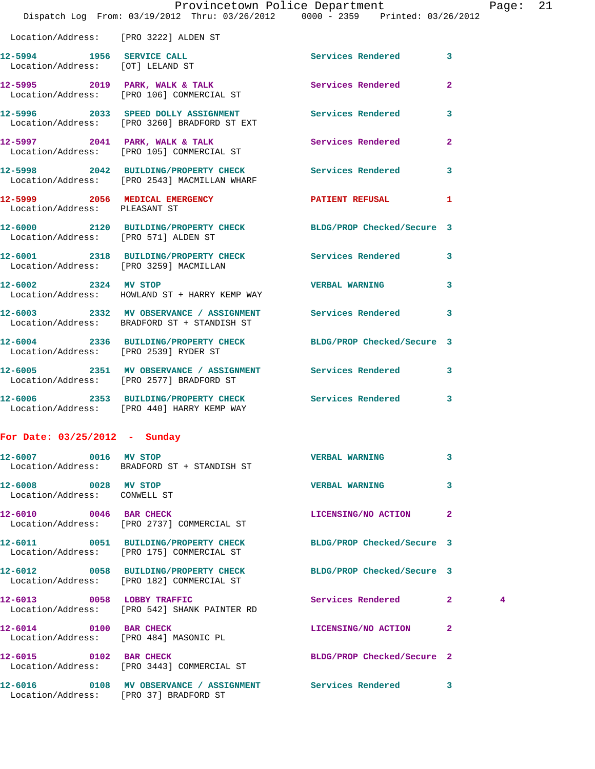Location/Address: [PRO 3222] ALDEN ST

| Call # | Time | Call Type | Disposition | Priority | |
|---|---|---|---|---|---|
| 12-5994 | 1956 | SERVICE CALL | Services Rendered | 3 | |
| | | Location/Address: [OT] LELAND ST | | | |
| 12-5995 | 2019 | PARK, WALK & TALK | Services Rendered | 2 | |
| | | Location/Address: [PRO 106] COMMERCIAL ST | | | |
| 12-5996 | 2033 | SPEED DOLLY ASSIGNMENT | Services Rendered | 3 | |
| | | Location/Address: [PRO 3260] BRADFORD ST EXT | | | |
| 12-5997 | 2041 | PARK, WALK & TALK | Services Rendered | 2 | |
| | | Location/Address: [PRO 105] COMMERCIAL ST | | | |
| 12-5998 | 2042 | BUILDING/PROPERTY CHECK | Services Rendered | 3 | |
| | | Location/Address: [PRO 2543] MACMILLAN WHARF | | | |
| 12-5999 | 2056 | MEDICAL EMERGENCY | PATIENT REFUSAL | 1 | |
| | | Location/Address: PLEASANT ST | | | |
| 12-6000 | 2120 | BUILDING/PROPERTY CHECK | BLDG/PROP Checked/Secure | 3 | |
| | | Location/Address: [PRO 571] ALDEN ST | | | |
| 12-6001 | 2318 | BUILDING/PROPERTY CHECK | Services Rendered | 3 | |
| | | Location/Address: [PRO 3259] MACMILLAN | | | |
| 12-6002 | 2324 | MV STOP | VERBAL WARNING | 3 | |
| | | Location/Address: HOWLAND ST + HARRY KEMP WAY | | | |
| 12-6003 | 2332 | MV OBSERVANCE / ASSIGNMENT | Services Rendered | 3 | |
| | | Location/Address: BRADFORD ST + STANDISH ST | | | |
| 12-6004 | 2336 | BUILDING/PROPERTY CHECK | BLDG/PROP Checked/Secure | 3 | |
| | | Location/Address: [PRO 2539] RYDER ST | | | |
| 12-6005 | 2351 | MV OBSERVANCE / ASSIGNMENT | Services Rendered | 3 | |
| | | Location/Address: [PRO 2577] BRADFORD ST | | | |
| 12-6006 | 2353 | BUILDING/PROPERTY CHECK | Services Rendered | 3 | |
| | | Location/Address: [PRO 440] HARRY KEMP WAY | | | |

**For Date: 03/25/2012 - Sunday**

| Call # | Time | Call Type | Disposition | Priority | |
|---|---|---|---|---|---|
| 12-6007 | 0016 | MV STOP | VERBAL WARNING | 3 | |
| | | Location/Address: BRADFORD ST + STANDISH ST | | | |
| 12-6008 | 0028 | MV STOP | VERBAL WARNING | 3 | |
| | | Location/Address: CONWELL ST | | | |
| 12-6010 | 0046 | BAR CHECK | LICENSING/NO ACTION | 2 | |
| | | Location/Address: [PRO 2737] COMMERCIAL ST | | | |
| 12-6011 | 0051 | BUILDING/PROPERTY CHECK | BLDG/PROP Checked/Secure | 3 | |
| | | Location/Address: [PRO 175] COMMERCIAL ST | | | |
| 12-6012 | 0058 | BUILDING/PROPERTY CHECK | BLDG/PROP Checked/Secure | 3 | |
| | | Location/Address: [PRO 182] COMMERCIAL ST | | | |
| 12-6013 | 0058 | LOBBY TRAFFIC | Services Rendered | 2 | 4 |
| | | Location/Address: [PRO 542] SHANK PAINTER RD | | | |
| 12-6014 | 0100 | BAR CHECK | LICENSING/NO ACTION | 2 | |
| | | Location/Address: [PRO 484] MASONIC PL | | | |
| 12-6015 | 0102 | BAR CHECK | BLDG/PROP Checked/Secure | 2 | |
| | | Location/Address: [PRO 3443] COMMERCIAL ST | | | |
| 12-6016 | 0108 | MV OBSERVANCE / ASSIGNMENT | Services Rendered | 3 | |
| | | Location/Address: [PRO 37] BRADFORD ST | | | |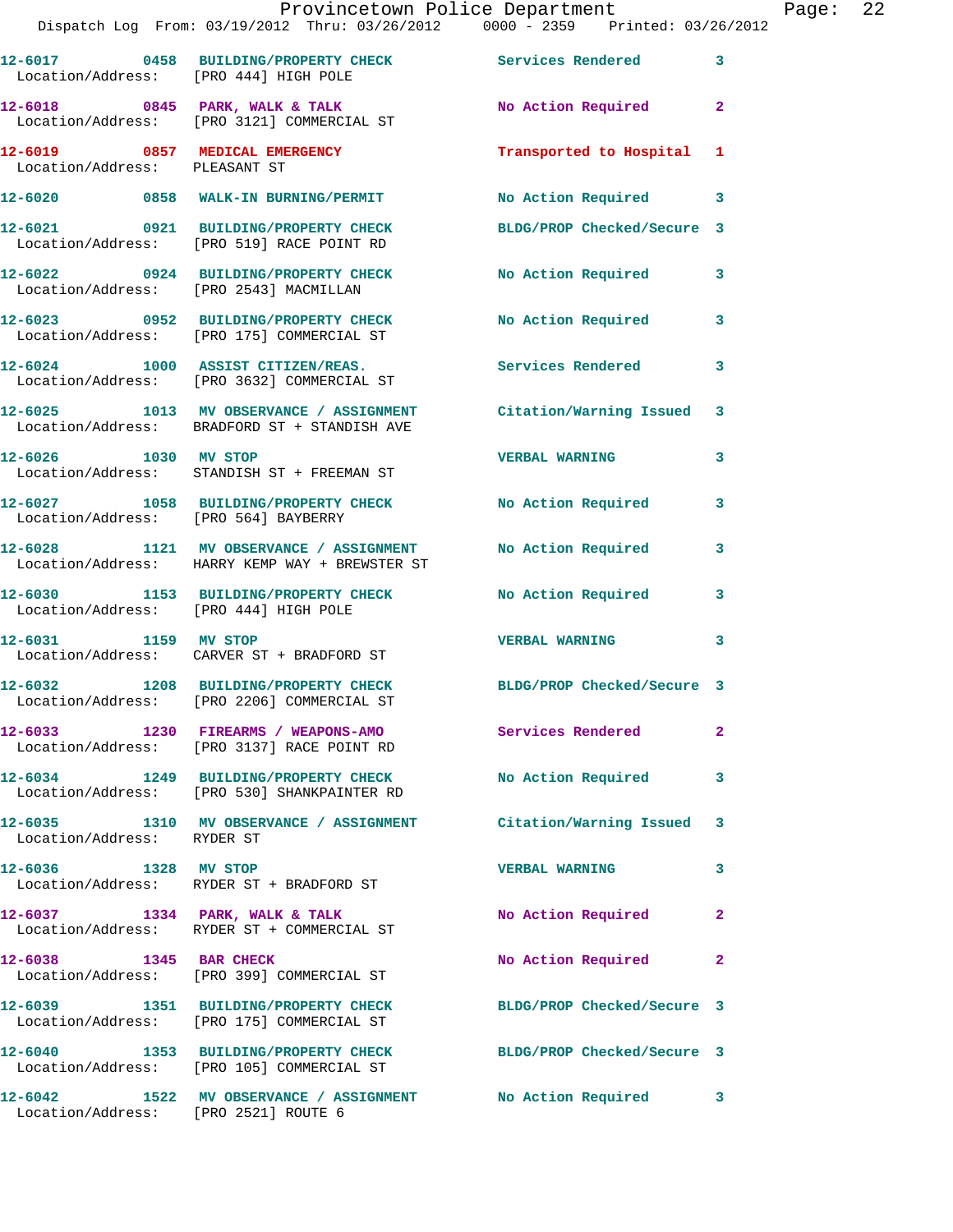12-6017 0458 BUILDING/PROPERTY CHECK Services Rendered 3
Location/Address: [PRO 444] HIGH POLE

12-6018 0845 PARK, WALK & TALK No Action Required 2
Location/Address: [PRO 3121] COMMERCIAL ST

12-6019 0857 MEDICAL EMERGENCY Transported to Hospital 1
Location/Address: PLEASANT ST

12-6020 0858 WALK-IN BURNING/PERMIT No Action Required 3

12-6021 0921 BUILDING/PROPERTY CHECK BLDG/PROP Checked/Secure 3
Location/Address: [PRO 519] RACE POINT RD

12-6022 0924 BUILDING/PROPERTY CHECK No Action Required 3
Location/Address: [PRO 2543] MACMILLAN

12-6023 0952 BUILDING/PROPERTY CHECK No Action Required 3
Location/Address: [PRO 175] COMMERCIAL ST

12-6024 1000 ASSIST CITIZEN/REAS. Services Rendered 3
Location/Address: [PRO 3632] COMMERCIAL ST

12-6025 1013 MV OBSERVANCE / ASSIGNMENT Citation/Warning Issued 3
Location/Address: BRADFORD ST + STANDISH AVE

12-6026 1030 MV STOP VERBAL WARNING 3
Location/Address: STANDISH ST + FREEMAN ST

12-6027 1058 BUILDING/PROPERTY CHECK No Action Required 3
Location/Address: [PRO 564] BAYBERRY

12-6028 1121 MV OBSERVANCE / ASSIGNMENT No Action Required 3
Location/Address: HARRY KEMP WAY + BREWSTER ST

12-6030 1153 BUILDING/PROPERTY CHECK No Action Required 3
Location/Address: [PRO 444] HIGH POLE

12-6031 1159 MV STOP VERBAL WARNING 3
Location/Address: CARVER ST + BRADFORD ST

12-6032 1208 BUILDING/PROPERTY CHECK BLDG/PROP Checked/Secure 3
Location/Address: [PRO 2206] COMMERCIAL ST

12-6033 1230 FIREARMS / WEAPONS-AMO Services Rendered 2
Location/Address: [PRO 3137] RACE POINT RD

12-6034 1249 BUILDING/PROPERTY CHECK No Action Required 3
Location/Address: [PRO 530] SHANKPAINTER RD

12-6035 1310 MV OBSERVANCE / ASSIGNMENT Citation/Warning Issued 3
Location/Address: RYDER ST

12-6036 1328 MV STOP VERBAL WARNING 3
Location/Address: RYDER ST + BRADFORD ST

12-6037 1334 PARK, WALK & TALK No Action Required 2
Location/Address: RYDER ST + COMMERCIAL ST

12-6038 1345 BAR CHECK No Action Required 2
Location/Address: [PRO 399] COMMERCIAL ST

12-6039 1351 BUILDING/PROPERTY CHECK BLDG/PROP Checked/Secure 3
Location/Address: [PRO 175] COMMERCIAL ST

12-6040 1353 BUILDING/PROPERTY CHECK BLDG/PROP Checked/Secure 3
Location/Address: [PRO 105] COMMERCIAL ST

12-6042 1522 MV OBSERVANCE / ASSIGNMENT No Action Required 3
Location/Address: [PRO 2521] ROUTE 6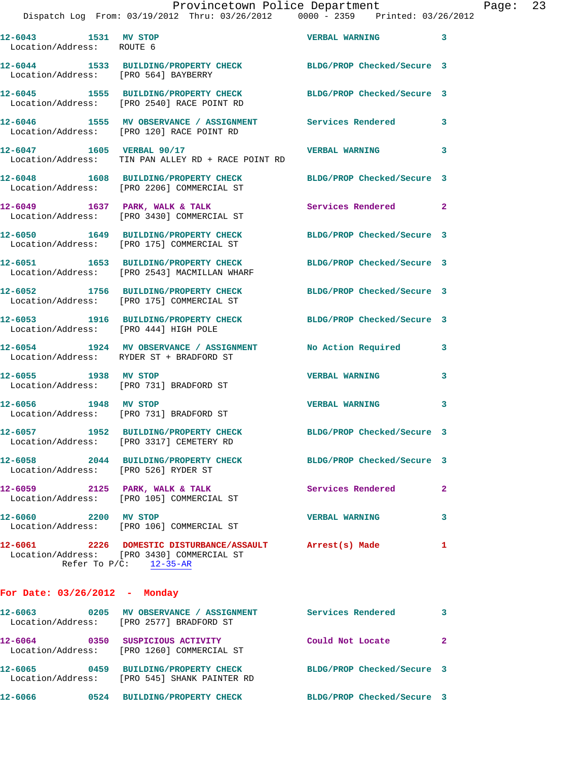12-6043 1531 MV STOP VERBAL WARNING 3
Location/Address: ROUTE 6

12-6044 1533 BUILDING/PROPERTY CHECK BLDG/PROP Checked/Secure 3
Location/Address: [PRO 564] BAYBERRY

12-6045 1555 BUILDING/PROPERTY CHECK BLDG/PROP Checked/Secure 3
Location/Address: [PRO 2540] RACE POINT RD

12-6046 1555 MV OBSERVANCE / ASSIGNMENT Services Rendered 3
Location/Address: [PRO 120] RACE POINT RD

12-6047 1605 VERBAL 90/17 VERBAL WARNING 3
Location/Address: TIN PAN ALLEY RD + RACE POINT RD

12-6048 1608 BUILDING/PROPERTY CHECK BLDG/PROP Checked/Secure 3
Location/Address: [PRO 2206] COMMERCIAL ST

12-6049 1637 PARK, WALK & TALK Services Rendered 2
Location/Address: [PRO 3430] COMMERCIAL ST

12-6050 1649 BUILDING/PROPERTY CHECK BLDG/PROP Checked/Secure 3
Location/Address: [PRO 175] COMMERCIAL ST

12-6051 1653 BUILDING/PROPERTY CHECK BLDG/PROP Checked/Secure 3
Location/Address: [PRO 2543] MACMILLAN WHARF

12-6052 1756 BUILDING/PROPERTY CHECK BLDG/PROP Checked/Secure 3
Location/Address: [PRO 175] COMMERCIAL ST

12-6053 1916 BUILDING/PROPERTY CHECK BLDG/PROP Checked/Secure 3
Location/Address: [PRO 444] HIGH POLE

12-6054 1924 MV OBSERVANCE / ASSIGNMENT No Action Required 3
Location/Address: RYDER ST + BRADFORD ST

12-6055 1938 MV STOP VERBAL WARNING 3
Location/Address: [PRO 731] BRADFORD ST

12-6056 1948 MV STOP VERBAL WARNING 3
Location/Address: [PRO 731] BRADFORD ST

12-6057 1952 BUILDING/PROPERTY CHECK BLDG/PROP Checked/Secure 3
Location/Address: [PRO 3317] CEMETERY RD

12-6058 2044 BUILDING/PROPERTY CHECK BLDG/PROP Checked/Secure 3
Location/Address: [PRO 526] RYDER ST

12-6059 2125 PARK, WALK & TALK Services Rendered 2
Location/Address: [PRO 105] COMMERCIAL ST

12-6060 2200 MV STOP VERBAL WARNING 3
Location/Address: [PRO 106] COMMERCIAL ST

12-6061 2226 DOMESTIC DISTURBANCE/ASSAULT Arrest(s) Made 1
Location/Address: [PRO 3430] COMMERCIAL ST
Refer To P/C: 12-35-AR

**For Date: 03/26/2012 - Monday**

12-6063 0205 MV OBSERVANCE / ASSIGNMENT Services Rendered 3
Location/Address: [PRO 2577] BRADFORD ST

12-6064 0350 SUSPICIOUS ACTIVITY Could Not Locate 2
Location/Address: [PRO 1260] COMMERCIAL ST

12-6065 0459 BUILDING/PROPERTY CHECK BLDG/PROP Checked/Secure 3
Location/Address: [PRO 545] SHANK PAINTER RD

12-6066 0524 BUILDING/PROPERTY CHECK BLDG/PROP Checked/Secure 3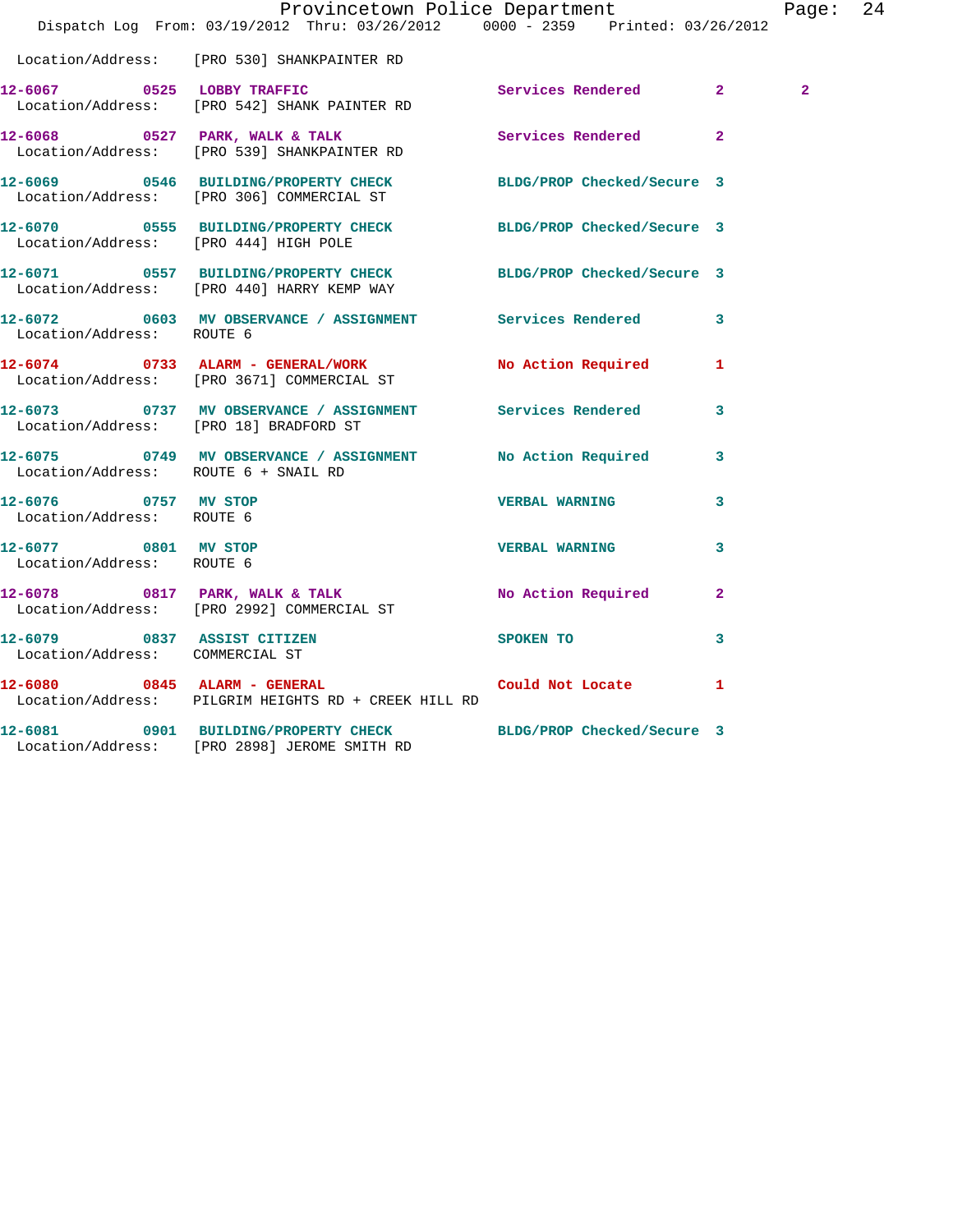Location/Address: [PRO 530] SHANKPAINTER RD

| | | | | | |
|---|---|---|---|---|---|
| 12-6067 | 0525 | LOBBY TRAFFIC | Services Rendered | 2 | 2 |
| Location/Address: | | [PRO 542] SHANK PAINTER RD | | | |
| 12-6068 | 0527 | PARK, WALK & TALK | Services Rendered | 2 | |
| Location/Address: | | [PRO 539] SHANKPAINTER RD | | | |
| 12-6069 | 0546 | BUILDING/PROPERTY CHECK | BLDG/PROP Checked/Secure | 3 | |
| Location/Address: | | [PRO 306] COMMERCIAL ST | | | |
| 12-6070 | 0555 | BUILDING/PROPERTY CHECK | BLDG/PROP Checked/Secure | 3 | |
| Location/Address: | | [PRO 444] HIGH POLE | | | |
| 12-6071 | 0557 | BUILDING/PROPERTY CHECK | BLDG/PROP Checked/Secure | 3 | |
| Location/Address: | | [PRO 440] HARRY KEMP WAY | | | |
| 12-6072 | 0603 | MV OBSERVANCE / ASSIGNMENT | Services Rendered | 3 | |
| Location/Address: | | ROUTE 6 | | | |
| 12-6074 | 0733 | ALARM - GENERAL/WORK | No Action Required | 1 | |
| Location/Address: | | [PRO 3671] COMMERCIAL ST | | | |
| 12-6073 | 0737 | MV OBSERVANCE / ASSIGNMENT | Services Rendered | 3 | |
| Location/Address: | | [PRO 18] BRADFORD ST | | | |
| 12-6075 | 0749 | MV OBSERVANCE / ASSIGNMENT | No Action Required | 3 | |
| Location/Address: | | ROUTE 6 + SNAIL RD | | | |
| 12-6076 | 0757 | MV STOP | VERBAL WARNING | 3 | |
| Location/Address: | | ROUTE 6 | | | |
| 12-6077 | 0801 | MV STOP | VERBAL WARNING | 3 | |
| Location/Address: | | ROUTE 6 | | | |
| 12-6078 | 0817 | PARK, WALK & TALK | No Action Required | 2 | |
| Location/Address: | | [PRO 2992] COMMERCIAL ST | | | |
| 12-6079 | 0837 | ASSIST CITIZEN | SPOKEN TO | 3 | |
| Location/Address: | | COMMERCIAL ST | | | |
| 12-6080 | 0845 | ALARM - GENERAL | Could Not Locate | 1 | |
| Location/Address: | | PILGRIM HEIGHTS RD + CREEK HILL RD | | | |
| 12-6081 | 0901 | BUILDING/PROPERTY CHECK | BLDG/PROP Checked/Secure | 3 | |
| Location/Address: | | [PRO 2898] JEROME SMITH RD | | | |